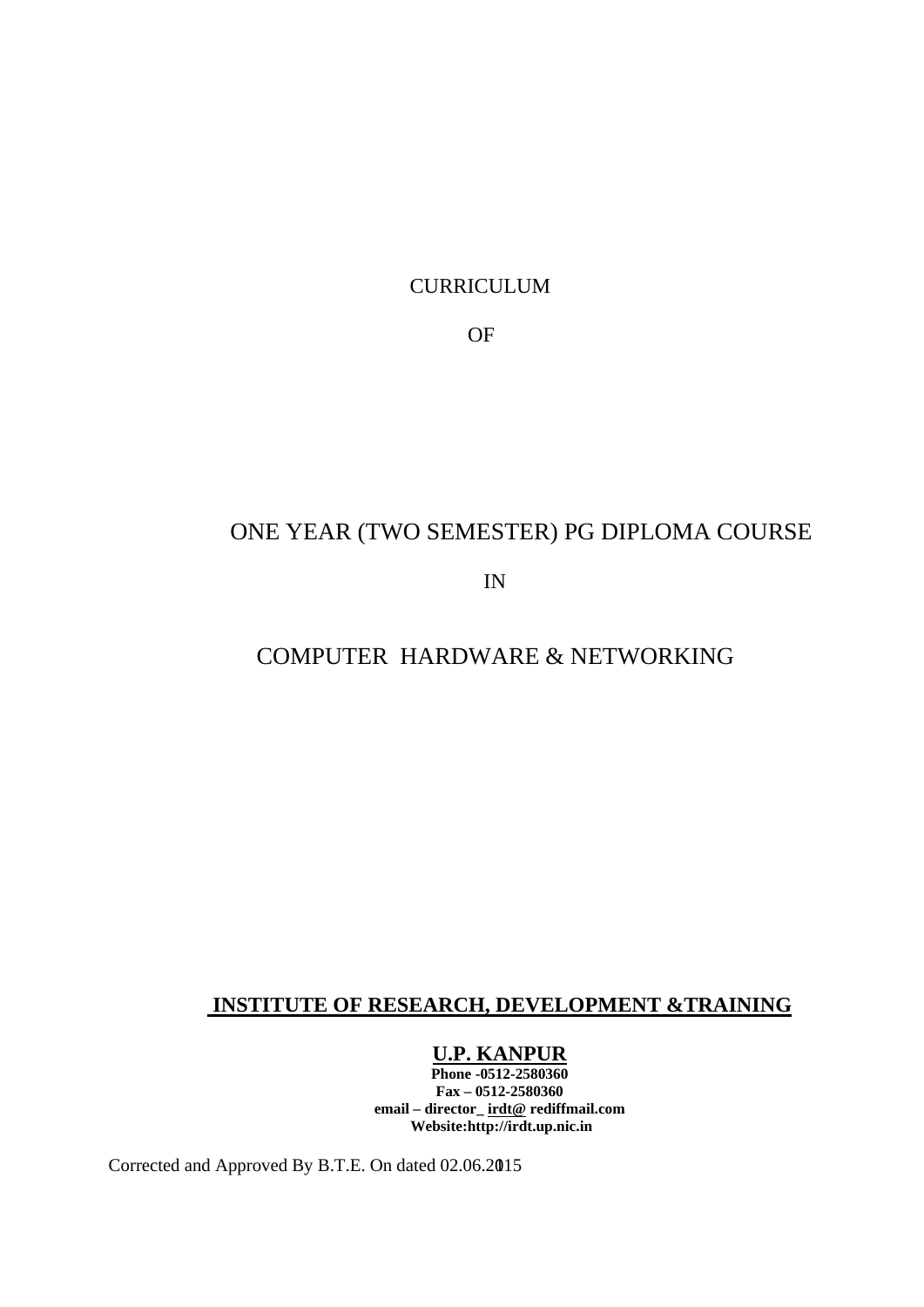CURRICULUM

OF

# ONE YEAR (TWO SEMESTER) PG DIPLOMA COURSE

IN

# COMPUTER HARDWARE & NETWORKING

**INSTITUTE OF RESEARCH, DEVELOPMENT &TRAINING**

**U.P. KANPUR**

**Phone -0512-2580360**

**Fax – 0512-2580360**

**email – director_ irdt@ rediffmail.com**

**Website:http://irdt.up.nic.in**

Corrected and Approved By B.T.E. On dated 02.06.2015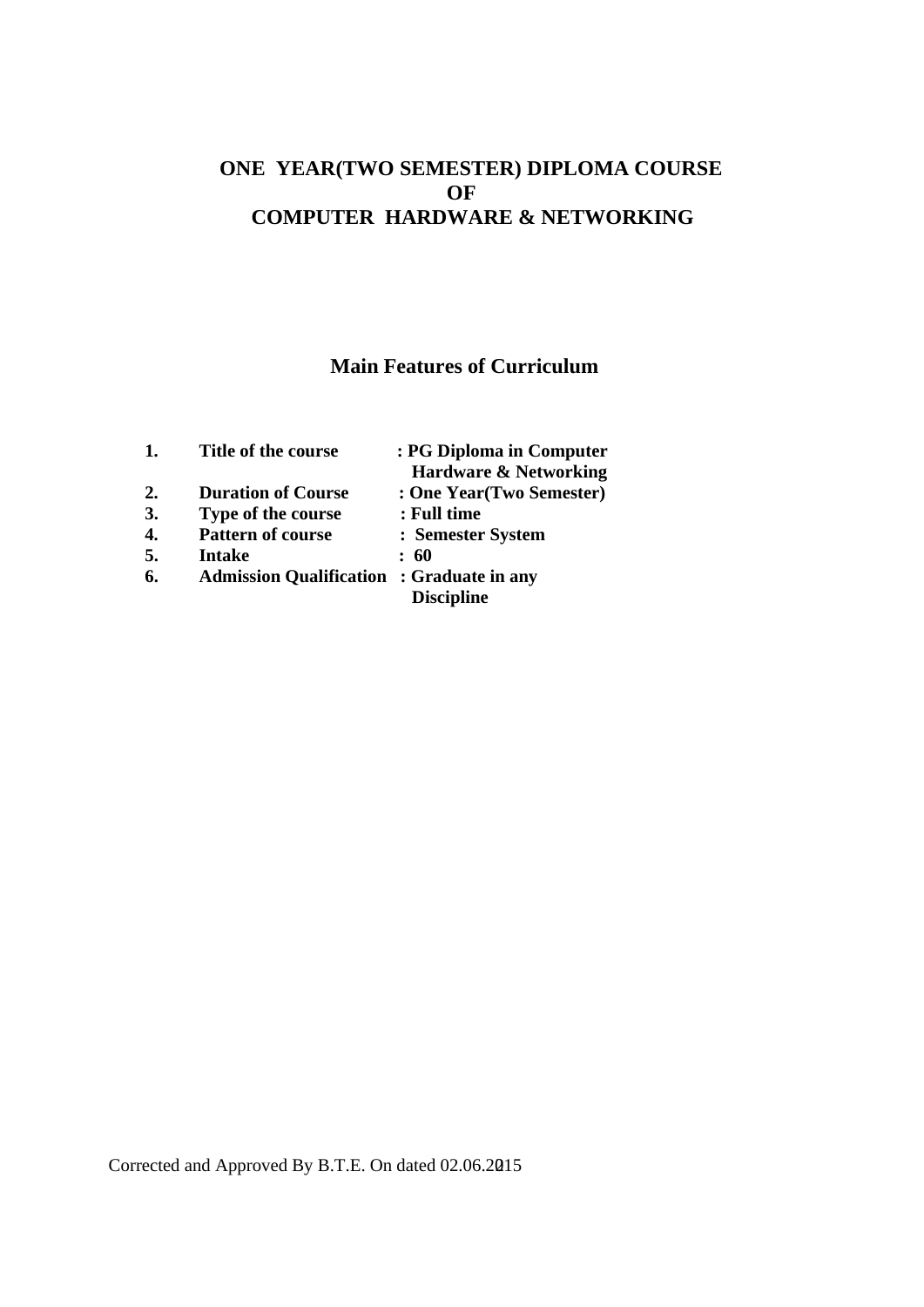# ONE YEAR(TWO SEMESTER) DIPLOMA COURSE
# OF
# COMPUTER HARDWARE & NETWORKING

## Main Features of Curriculum

| | | |
|---|---|---|
| **1.** | **Title of the course** | **: PG Diploma in Computer Hardware & Networking** |
| **2.** | **Duration of Course** | **: One Year(Two Semester)** |
| **3.** | **Type of the course** | **: Full time** |
| **4.** | **Pattern of course** | **: Semester System** |
| **5.** | **Intake** | **: 60** |
| **6.** | **Admission Qualification** | **: Graduate in any Discipline** |

Corrected and Approved By B.T.E. On dated 02.06.2015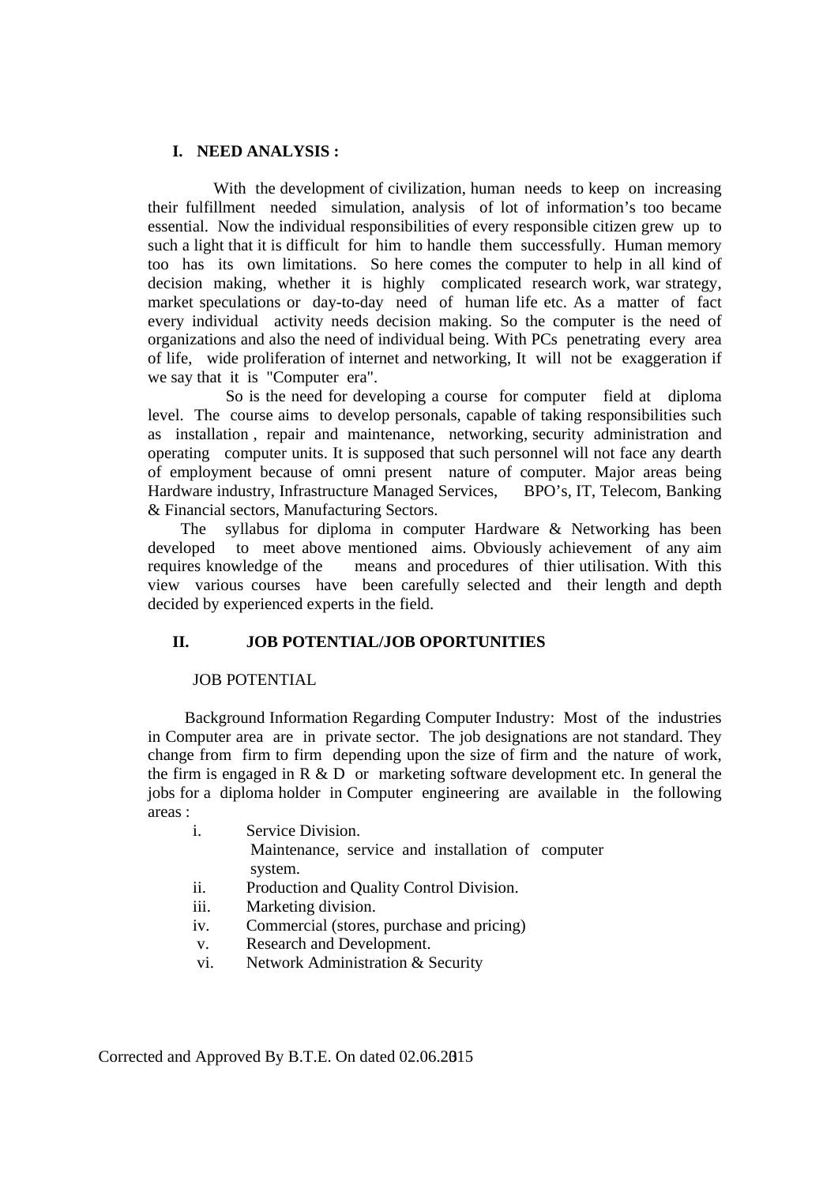## I. NEED ANALYSIS :

With the development of civilization, human needs to keep on increasing their fulfillment needed simulation, analysis of lot of information's too became essential. Now the individual responsibilities of every responsible citizen grew up to such a light that it is difficult for him to handle them successfully. Human memory too has its own limitations. So here comes the computer to help in all kind of decision making, whether it is highly complicated research work, war strategy, market speculations or day-to-day need of human life etc. As a matter of fact every individual activity needs decision making. So the computer is the need of organizations and also the need of individual being. With PCs penetrating every area of life, wide proliferation of internet and networking, It will not be exaggeration if we say that it is "Computer era".

So is the need for developing a course for computer field at diploma level. The course aims to develop personals, capable of taking responsibilities such as installation , repair and maintenance, networking, security administration and operating computer units. It is supposed that such personnel will not face any dearth of employment because of omni present nature of computer. Major areas being Hardware industry, Infrastructure Managed Services, BPO's, IT, Telecom, Banking & Financial sectors, Manufacturing Sectors.

The syllabus for diploma in computer Hardware & Networking has been developed to meet above mentioned aims. Obviously achievement of any aim requires knowledge of the means and procedures of thier utilisation. With this view various courses have been carefully selected and their length and depth decided by experienced experts in the field.

## II. JOB POTENTIAL/JOB OPORTUNITIES

JOB POTENTIAL

Background Information Regarding Computer Industry: Most of the industries in Computer area are in private sector. The job designations are not standard. They change from firm to firm depending upon the size of firm and the nature of work, the firm is engaged in R & D or marketing software development etc. In general the jobs for a diploma holder in Computer engineering are available in the following areas :

i. Service Division.
   Maintenance, service and installation of computer system.
ii. Production and Quality Control Division.
iii. Marketing division.
iv. Commercial (stores, purchase and pricing)
v. Research and Development.
vi. Network Administration & Security

Corrected and Approved By B.T.E. On dated 02.06.2015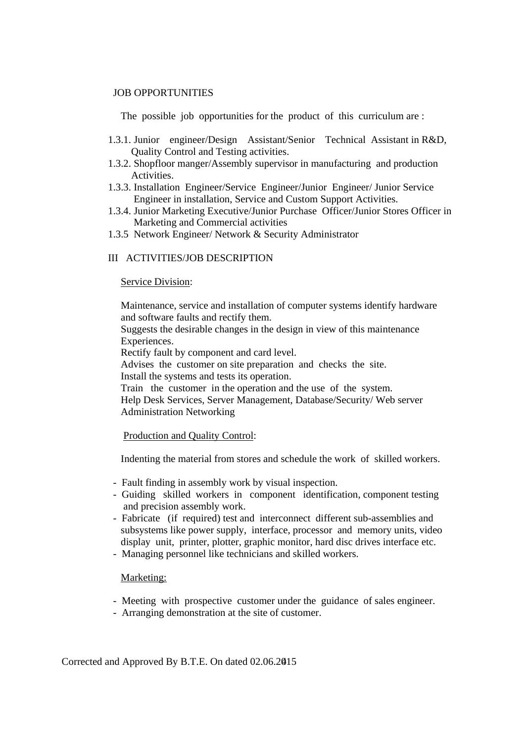JOB OPPORTUNITIES

The possible job opportunities for the product of this curriculum are :

1.3.1. Junior engineer/Design Assistant/Senior Technical Assistant in R&D, Quality Control and Testing activities.
1.3.2. Shopfloor manger/Assembly supervisor in manufacturing and production Activities.
1.3.3. Installation Engineer/Service Engineer/Junior Engineer/ Junior Service Engineer in installation, Service and Custom Support Activities.
1.3.4. Junior Marketing Executive/Junior Purchase Officer/Junior Stores Officer in Marketing and Commercial activities
1.3.5 Network Engineer/ Network & Security Administrator

III ACTIVITIES/JOB DESCRIPTION

Service Division:

Maintenance, service and installation of computer systems identify hardware and software faults and rectify them.
Suggests the desirable changes in the design in view of this maintenance Experiences.
Rectify fault by component and card level.
Advises the customer on site preparation and checks the site.
Install the systems and tests its operation.
Train the customer in the operation and the use of the system.
Help Desk Services, Server Management, Database/Security/ Web server Administration Networking

Production and Quality Control:

Indenting the material from stores and schedule the work of skilled workers.

- Fault finding in assembly work by visual inspection.
- Guiding skilled workers in component identification, component testing and precision assembly work.
- Fabricate (if required) test and interconnect different sub-assemblies and subsystems like power supply, interface, processor and memory units, video display unit, printer, plotter, graphic monitor, hard disc drives interface etc.
- Managing personnel like technicians and skilled workers.

Marketing:

- Meeting with prospective customer under the guidance of sales engineer.
- Arranging demonstration at the site of customer.

Corrected and Approved By B.T.E. On dated 02.06.2015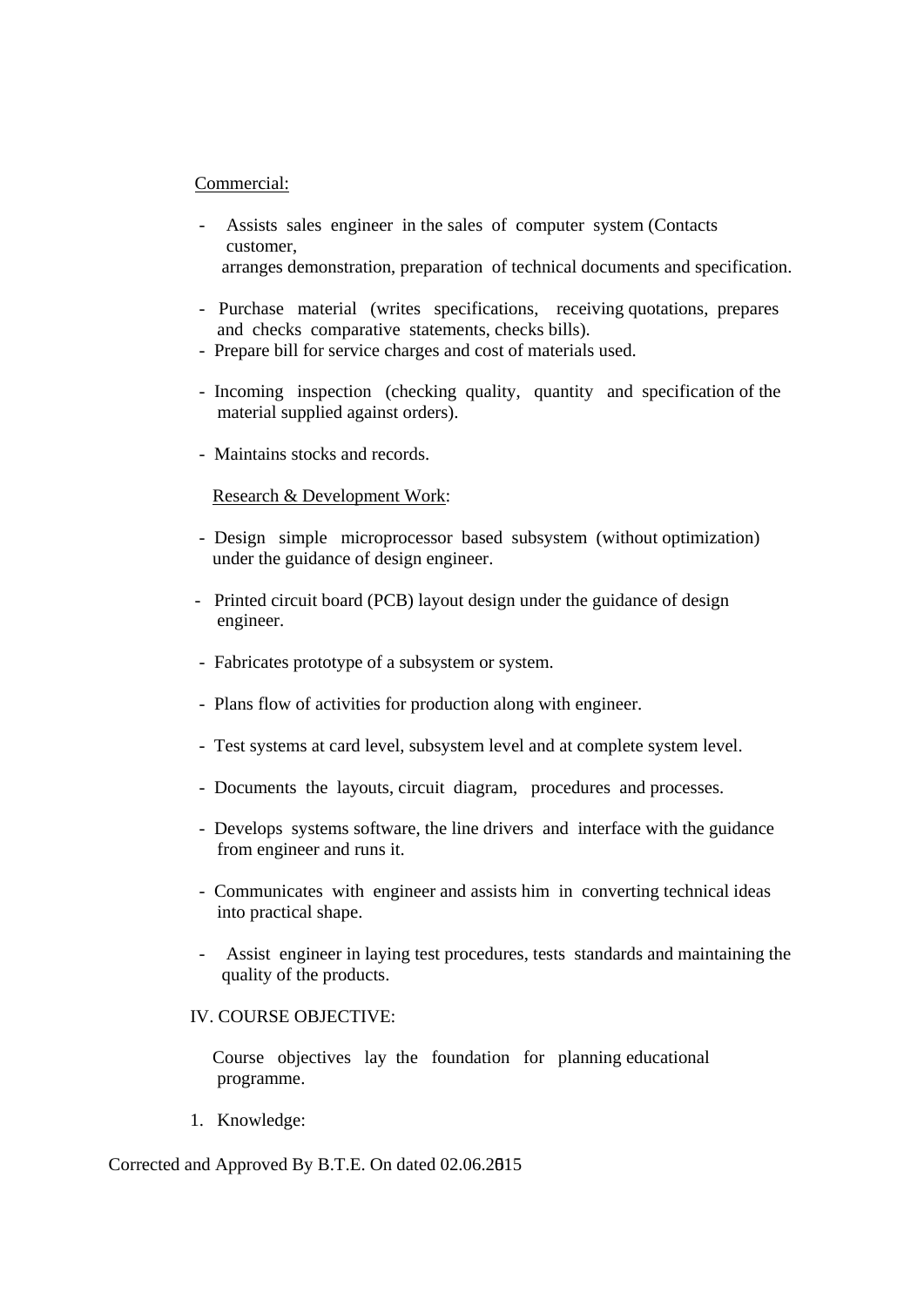Commercial:

- Assists sales engineer in the sales of computer system (Contacts customer, arranges demonstration, preparation of technical documents and specification.
- Purchase material (writes specifications, receiving quotations, prepares and checks comparative statements, checks bills).
- Prepare bill for service charges and cost of materials used.
- Incoming inspection (checking quality, quantity and specification of the material supplied against orders).
- Maintains stocks and records.

Research & Development Work:

- Design simple microprocessor based subsystem (without optimization) under the guidance of design engineer.
- Printed circuit board (PCB) layout design under the guidance of design engineer.
- Fabricates prototype of a subsystem or system.
- Plans flow of activities for production along with engineer.
- Test systems at card level, subsystem level and at complete system level.
- Documents the layouts, circuit diagram, procedures and processes.
- Develops systems software, the line drivers and interface with the guidance from engineer and runs it.
- Communicates with engineer and assists him in converting technical ideas into practical shape.
- Assist engineer in laying test procedures, tests standards and maintaining the quality of the products.

IV. COURSE OBJECTIVE:

Course objectives lay the foundation for planning educational programme.

1. Knowledge: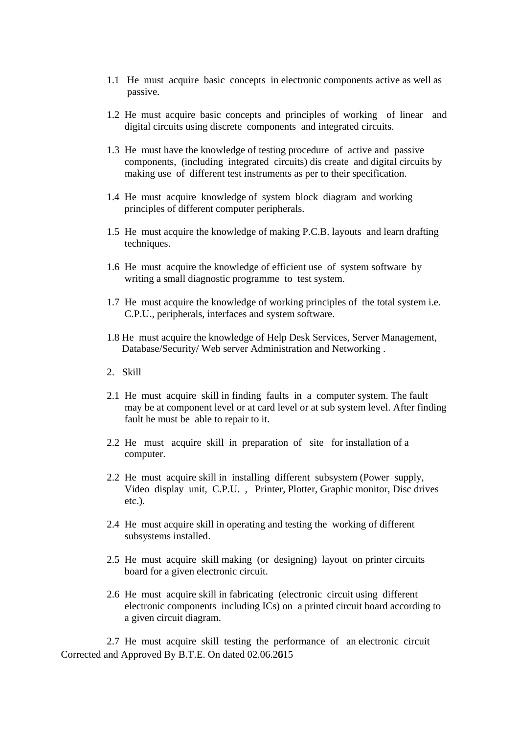1.1 He must acquire basic concepts in electronic components active as well as passive.

1.2 He must acquire basic concepts and principles of working of linear and digital circuits using discrete components and integrated circuits.

1.3 He must have the knowledge of testing procedure of active and passive components, (including integrated circuits) dis create and digital circuits by making use of different test instruments as per to their specification.

1.4 He must acquire knowledge of system block diagram and working principles of different computer peripherals.

1.5 He must acquire the knowledge of making P.C.B. layouts and learn drafting techniques.

1.6 He must acquire the knowledge of efficient use of system software by writing a small diagnostic programme to test system.

1.7 He must acquire the knowledge of working principles of the total system i.e. C.P.U., peripherals, interfaces and system software.

1.8 He must acquire the knowledge of Help Desk Services, Server Management, Database/Security/ Web server Administration and Networking .

2. Skill

2.1 He must acquire skill in finding faults in a computer system. The fault may be at component level or at card level or at sub system level. After finding fault he must be able to repair to it.

2.2 He must acquire skill in preparation of site for installation of a computer.

2.2 He must acquire skill in installing different subsystem (Power supply, Video display unit, C.P.U. , Printer, Plotter, Graphic monitor, Disc drives etc.).

2.4 He must acquire skill in operating and testing the working of different subsystems installed.

2.5 He must acquire skill making (or designing) layout on printer circuits board for a given electronic circuit.

2.6 He must acquire skill in fabricating (electronic circuit using different electronic components including ICs) on a printed circuit board according to a given circuit diagram.

2.7 He must acquire skill testing the performance of an electronic circuit

Corrected and Approved By B.T.E. On dated 02.06.2015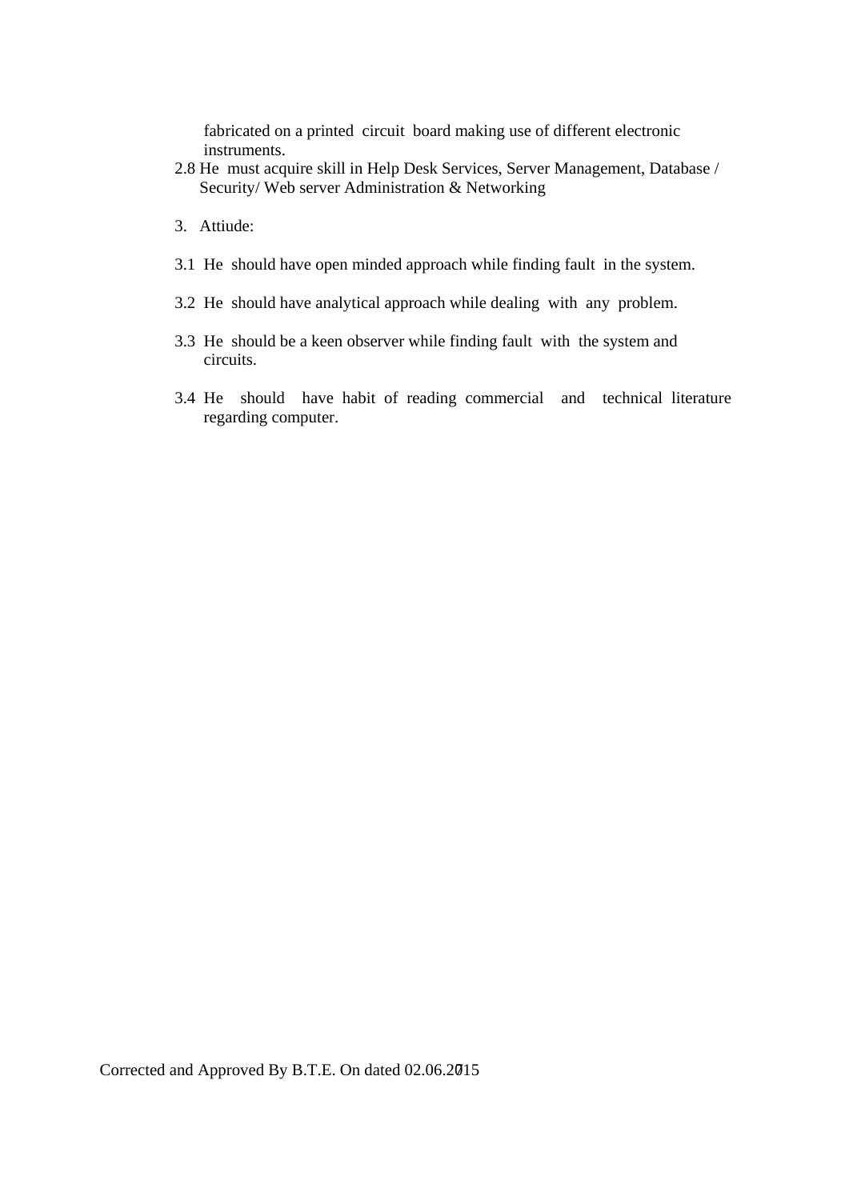fabricated on a printed circuit board making use of different electronic instruments.

2.8 He must acquire skill in Help Desk Services, Server Management, Database / Security/ Web server Administration & Networking

3. Attiude:

3.1 He should have open minded approach while finding fault in the system.

3.2 He should have analytical approach while dealing with any problem.

3.3 He should be a keen observer while finding fault with the system and circuits.

3.4 He should have habit of reading commercial and technical literature regarding computer.

Corrected and Approved By B.T.E. On dated 02.06.2015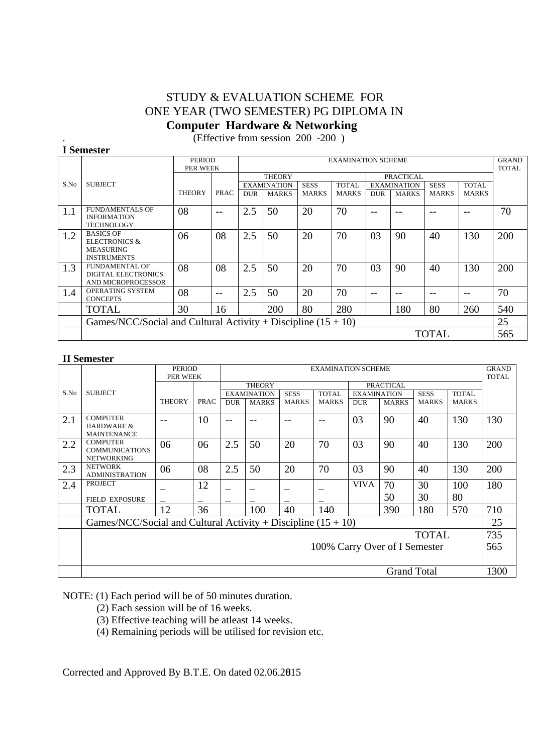STUDY & EVALUATION SCHEME FOR
ONE YEAR (TWO SEMESTER) PG DIPLOMA IN
**Computer Hardware & Networking**
(Effective from session 200 -200 )

**I Semester**

| S.No | SUBJECT | PERIOD PER WEEK | | EXAMINATION SCHEME | | | | | | | | GRAND TOTAL |
|---|---|---|---|---|---|---|---|---|---|---|---|---|
| | | | | THEORY | | | | PRACTICAL | | | | |
| | | | | EXAMINATION | | SESS | TOTAL | EXAMINATION | | SESS | TOTAL | |
| | | THEORY | PRAC | DUR | MARKS | MARKS | MARKS | DUR | MARKS | MARKS | MARKS | |
| 1.1 | FUNDAMENTALS OF INFORMATION TECHNOLOGY | 08 | -- | 2.5 | 50 | 20 | 70 | -- | -- | -- | -- | 70 |
| 1.2 | BASICS OF ELECTRONICS & MEASURING INSTRUMENTS | 06 | 08 | 2.5 | 50 | 20 | 70 | 03 | 90 | 40 | 130 | 200 |
| 1.3 | FUNDAMENTAL OF DIGITAL ELECTRONICS AND MICROPROCESSOR | 08 | 08 | 2.5 | 50 | 20 | 70 | 03 | 90 | 40 | 130 | 200 |
| 1.4 | OPERATING SYSTEM CONCEPTS | 08 | -- | 2.5 | 50 | 20 | 70 | -- | -- | -- | -- | 70 |
| | TOTAL | 30 | 16 | | 200 | 80 | 280 | | 180 | 80 | 260 | 540 |
| | Games/NCC/Social and Cultural Activity + Discipline (15 + 10) | | | | | | | | | | | 25 |
| | TOTAL | | | | | | | | | | | 565 |

**II Semester**

| S.No | SUBJECT | PERIOD PER WEEK | | EXAMINATION SCHEME | | | | | | | | GRAND TOTAL |
|---|---|---|---|---|---|---|---|---|---|---|---|---|
| | | | | THEORY | | | | PRACTICAL | | | | |
| | | | | EXAMINATION | | SESS | TOTAL | EXAMINATION | | SESS | TOTAL | |
| | | THEORY | PRAC | DUR | MARKS | MARKS | MARKS | DUR | MARKS | MARKS | MARKS | |
| 2.1 | COMPUTER HARDWARE & MAINTENANCE | -- | 10 | -- | -- | -- | -- | 03 | 90 | 40 | 130 | 130 |
| 2.2 | COMPUTER COMMUNICATIONS NETWORKING | 06 | 06 | 2.5 | 50 | 20 | 70 | 03 | 90 | 40 | 130 | 200 |
| 2.3 | NETWORK ADMINISTRATION | 06 | 08 | 2.5 | 50 | 20 | 70 | 03 | 90 | 40 | 130 | 200 |
| 2.4 | PROJECT<br>FIELD EXPOSURE | _<br>_ | 12<br>_ | _<br>_ | _<br>_ | _<br>_ | _<br>_ | VIVA | 70<br>50 | 30<br>30 | 100<br>80 | 180 |
| | TOTAL | 12 | 36 | | 100 | 40 | 140 | | 390 | 180 | 570 | 710 |
| | Games/NCC/Social and Cultural Activity + Discipline (15 + 10) | | | | | | | | | | | 25 |
| | TOTAL | | | | | | | | | | | 735 |
| | 100% Carry Over of I Semester | | | | | | | | | | | 565 |
| | Grand Total | | | | | | | | | | | 1300 |

NOTE: (1) Each period will be of 50 minutes duration.
(2) Each session will be of 16 weeks.
(3) Effective teaching will be atleast 14 weeks.
(4) Remaining periods will be utilised for revision etc.

Corrected and Approved By B.T.E. On dated 02.06.2015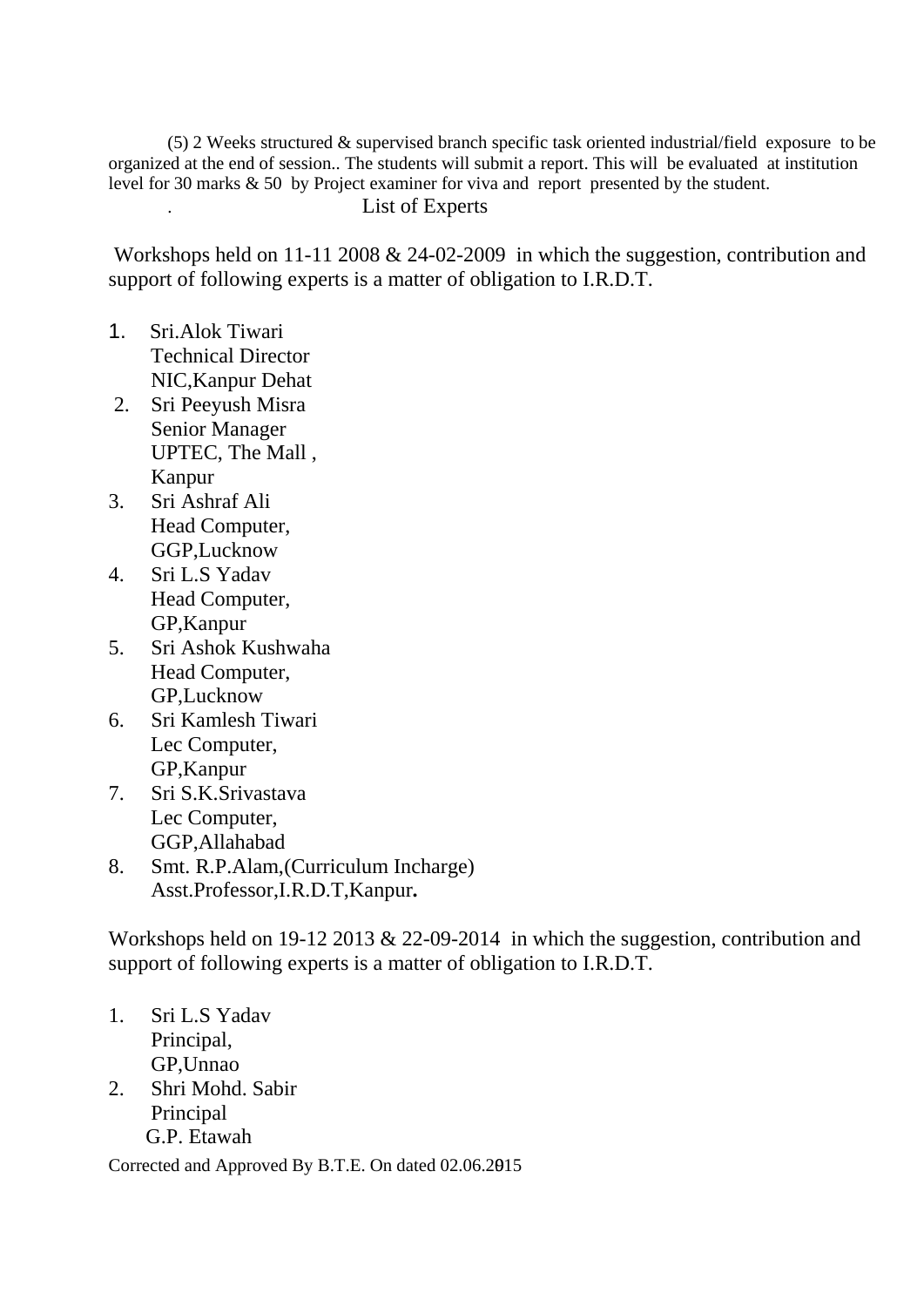(5) 2 Weeks structured & supervised branch specific task oriented industrial/field exposure to be organized at the end of session.. The students will submit a report. This will be evaluated at institution level for 30 marks & 50 by Project examiner for viva and report presented by the student.

## List of Experts

Workshops held on 11-11 2008 & 24-02-2009 in which the suggestion, contribution and support of following experts is a matter of obligation to I.R.D.T.

1. Sri.Alok Tiwari
   Technical Director
   NIC,Kanpur Dehat
2. Sri Peeyush Misra
   Senior Manager
   UPTEC, The Mall ,
   Kanpur
3. Sri Ashraf Ali
   Head Computer,
   GGP,Lucknow
4. Sri L.S Yadav
   Head Computer,
   GP,Kanpur
5. Sri Ashok Kushwaha
   Head Computer,
   GP,Lucknow
6. Sri Kamlesh Tiwari
   Lec Computer,
   GP,Kanpur
7. Sri S.K.Srivastava
   Lec Computer,
   GGP,Allahabad
8. Smt. R.P.Alam,(Curriculum Incharge)
   Asst.Professor,I.R.D.T,Kanpur**.**

Workshops held on 19-12 2013 & 22-09-2014 in which the suggestion, contribution and support of following experts is a matter of obligation to I.R.D.T.

1. Sri L.S Yadav
   Principal,
   GP,Unnao
2. Shri Mohd. Sabir
   Principal
   G.P. Etawah

Corrected and Approved By B.T.E. On dated 02.06.2015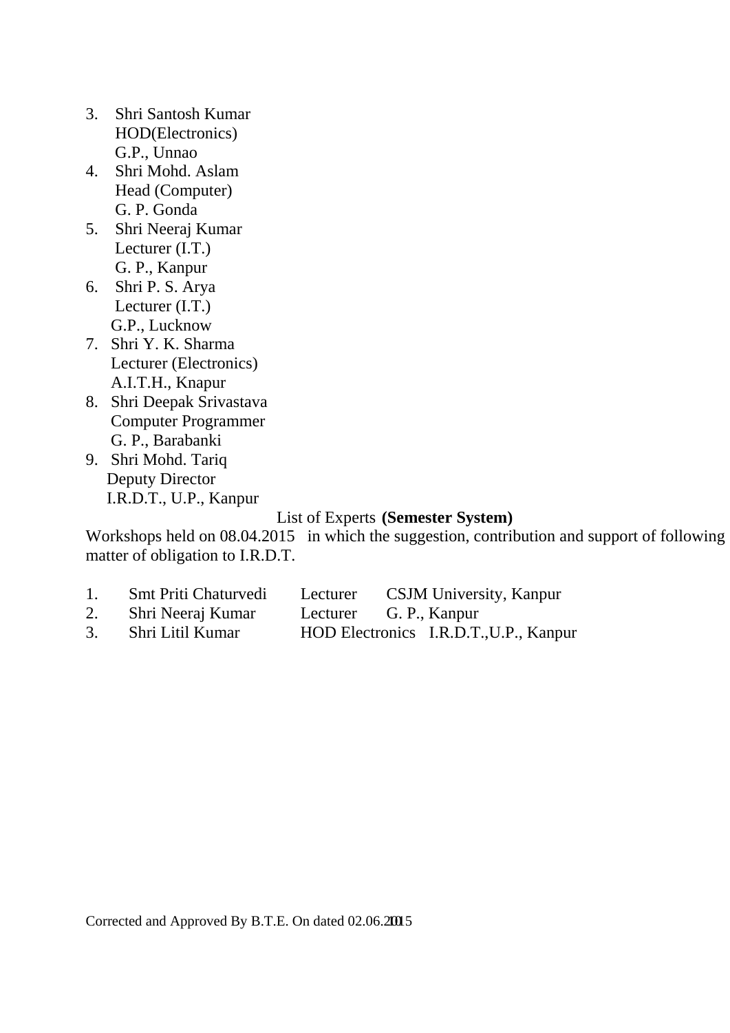3. Shri Santosh Kumar
   HOD(Electronics)
   G.P., Unnao
4. Shri Mohd. Aslam
   Head (Computer)
   G. P. Gonda
5. Shri Neeraj Kumar
   Lecturer (I.T.)
   G. P., Kanpur
6. Shri P. S. Arya
   Lecturer (I.T.)
   G.P., Lucknow
7. Shri Y. K. Sharma
   Lecturer (Electronics)
   A.I.T.H., Knapur
8. Shri Deepak Srivastava
   Computer Programmer
   G. P., Barabanki
9. Shri Mohd. Tariq
   Deputy Director
   I.R.D.T., U.P., Kanpur

List of Experts **(Semester System)**

Workshops held on 08.04.2015 in which the suggestion, contribution and support of following matter of obligation to I.R.D.T.

| | | | |
|---|---|---|---|
| 1. | Smt Priti Chaturvedi | Lecturer | CSJM University, Kanpur |
| 2. | Shri Neeraj Kumar | Lecturer | G. P., Kanpur |
| 3. | Shri Litil Kumar | HOD Electronics | I.R.D.T.,U.P., Kanpur |

Corrected and Approved By B.T.E. On dated 02.06.2015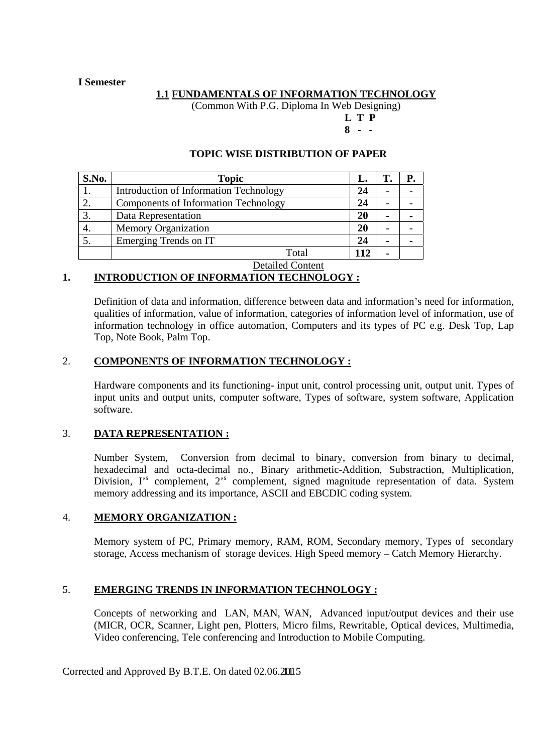**I Semester**

## 1.1 FUNDAMENTALS OF INFORMATION TECHNOLOGY

(Common With P.G. Diploma In Web Designing)

**L T P**
**8 - -**

### TOPIC WISE DISTRIBUTION OF PAPER

| S.No. | Topic | L. | T. | P. |
|---|---|---|---|---|
| 1. | Introduction of Information Technology | 24 | - | - |
| 2. | Components of Information Technology | 24 | - | - |
| 3. | Data Representation | 20 | - | - |
| 4. | Memory Organization | 20 | - | - |
| 5. | Emerging Trends on IT | 24 | - | - |
| | Total | 112 | - | |

Detailed Content

### 1. INTRODUCTION OF INFORMATION TECHNOLOGY :

Definition of data and information, difference between data and information's need for information, qualities of information, value of information, categories of information level of information, use of information technology in office automation, Computers and its types of PC e.g. Desk Top, Lap Top, Note Book, Palm Top.

### 2. COMPONENTS OF INFORMATION TECHNOLOGY :

Hardware components and its functioning- input unit, control processing unit, output unit. Types of input units and output units, computer software, Types of software, system software, Application software.

### 3. DATA REPRESENTATION :

Number System, Conversion from decimal to binary, conversion from binary to decimal, hexadecimal and octa-decimal no., Binary arithmetic-Addition, Substraction, Multiplication, Division, I'$^{s}$ complement, 2'$^{s}$ complement, signed magnitude representation of data. System memory addressing and its importance, ASCII and EBCDIC coding system.

### 4. MEMORY ORGANIZATION :

Memory system of PC, Primary memory, RAM, ROM, Secondary memory, Types of secondary storage, Access mechanism of storage devices. High Speed memory – Catch Memory Hierarchy.

### 5. EMERGING TRENDS IN INFORMATION TECHNOLOGY :

Concepts of networking and LAN, MAN, WAN, Advanced input/output devices and their use (MICR, OCR, Scanner, Light pen, Plotters, Micro films, Rewritable, Optical devices, Multimedia, Video conferencing, Tele conferencing and Introduction to Mobile Computing.

Corrected and Approved By B.T.E. On dated 02.06.2015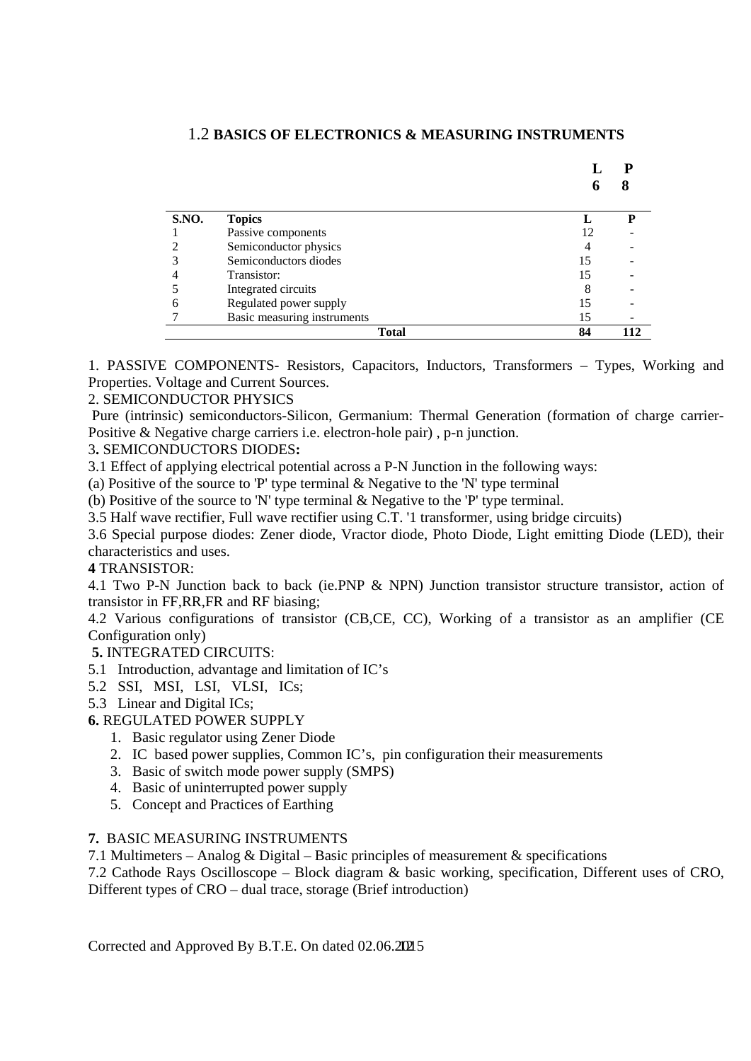## 1.2 BASICS OF ELECTRONICS & MEASURING INSTRUMENTS

| L | P |
|---|---|
| 6 | 8 |

| S.NO. | Topics | L | P |
|---|---|---|---|
| 1 | Passive components | 12 | - |
| 2 | Semiconductor physics | 4 | - |
| 3 | Semiconductors diodes | 15 | - |
| 4 | Transistor: | 15 | - |
| 5 | Integrated circuits | 8 | - |
| 6 | Regulated power supply | 15 | - |
| 7 | Basic measuring instruments | 15 | - |
| | **Total** | **84** | **112** |

1. PASSIVE COMPONENTS- Resistors, Capacitors, Inductors, Transformers – Types, Working and Properties. Voltage and Current Sources.

2. SEMICONDUCTOR PHYSICS

Pure (intrinsic) semiconductors-Silicon, Germanium: Thermal Generation (formation of charge carrier-Positive & Negative charge carriers i.e. electron-hole pair) , p-n junction.

3**.** SEMICONDUCTORS DIODES**:**

3.1 Effect of applying electrical potential across a P-N Junction in the following ways:

(a) Positive of the source to 'P' type terminal & Negative to the 'N' type terminal

(b) Positive of the source to 'N' type terminal & Negative to the 'P' type terminal.

3.5 Half wave rectifier, Full wave rectifier using C.T. '1 transformer, using bridge circuits)

3.6 Special purpose diodes: Zener diode, Vractor diode, Photo Diode, Light emitting Diode (LED), their characteristics and uses.

**4** TRANSISTOR:

4.1 Two P-N Junction back to back (ie.PNP & NPN) Junction transistor structure transistor, action of transistor in FF,RR,FR and RF biasing;

4.2 Various configurations of transistor (CB,CE, CC), Working of a transistor as an amplifier (CE Configuration only)

**5.** INTEGRATED CIRCUITS:

5.1 Introduction, advantage and limitation of IC's

5.2 SSI, MSI, LSI, VLSI, ICs;

5.3 Linear and Digital ICs;

**6.** REGULATED POWER SUPPLY

1. Basic regulator using Zener Diode
2. IC based power supplies, Common IC's, pin configuration their measurements
3. Basic of switch mode power supply (SMPS)
4. Basic of uninterrupted power supply
5. Concept and Practices of Earthing

**7.** BASIC MEASURING INSTRUMENTS

7.1 Multimeters – Analog & Digital – Basic principles of measurement & specifications

7.2 Cathode Rays Oscilloscope – Block diagram & basic working, specification, Different uses of CRO, Different types of CRO – dual trace, storage (Brief introduction)

Corrected and Approved By B.T.E. On dated 02.06.2015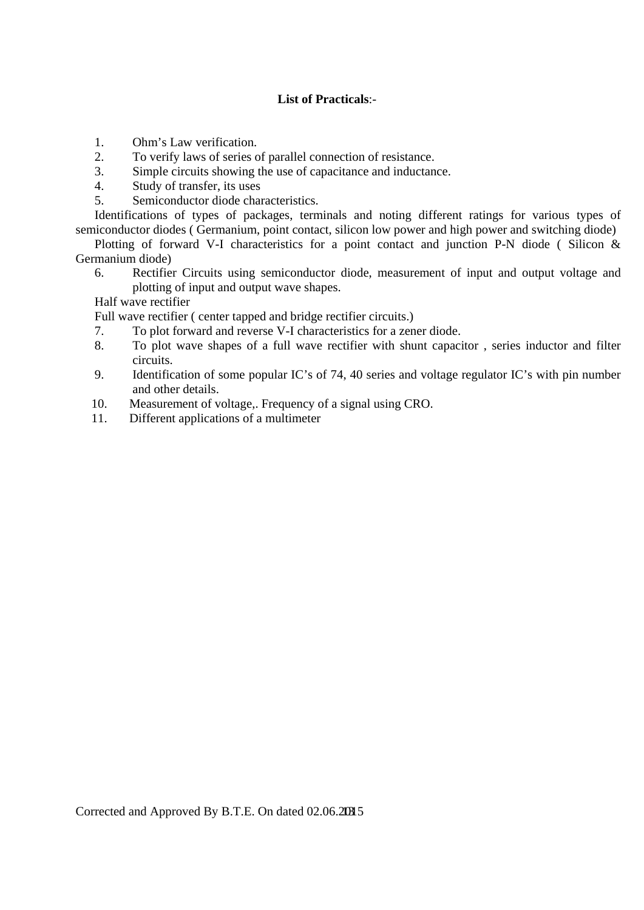**List of Practicals**:-

1. Ohm's Law verification.
2. To verify laws of series of parallel connection of resistance.
3. Simple circuits showing the use of capacitance and inductance.
4. Study of transfer, its uses
5. Semiconductor diode characteristics.

Identifications of types of packages, terminals and noting different ratings for various types of semiconductor diodes ( Germanium, point contact, silicon low power and high power and switching diode)

Plotting of forward V-I characteristics for a point contact and junction P-N diode ( Silicon & Germanium diode)

6. Rectifier Circuits using semiconductor diode, measurement of input and output voltage and plotting of input and output wave shapes.

Half wave rectifier

Full wave rectifier ( center tapped and bridge rectifier circuits.)

7. To plot forward and reverse V-I characteristics for a zener diode.
8. To plot wave shapes of a full wave rectifier with shunt capacitor , series inductor and filter circuits.
9. Identification of some popular IC's of 74, 40 series and voltage regulator IC's with pin number and other details.
10. Measurement of voltage,. Frequency of a signal using CRO.
11. Different applications of a multimeter

Corrected and Approved By B.T.E. On dated 02.06.2015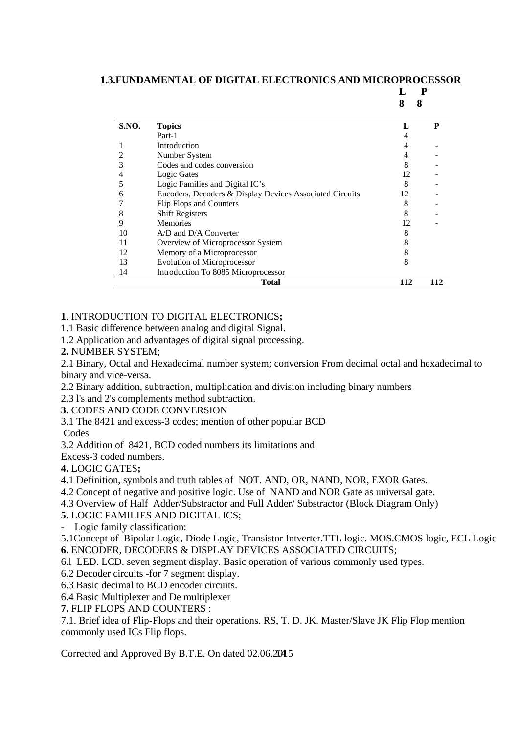## 1.3.FUNDAMENTAL OF DIGITAL ELECTRONICS AND MICROPROCESSOR

**L P**
**8 8**

| S.NO. | Topics | L | P |
|---|---|---|---|
| | Part-1 | 4 | |
| 1 | Introduction | 4 | - |
| 2 | Number System | 4 | - |
| 3 | Codes and codes conversion | 8 | - |
| 4 | Logic Gates | 12 | - |
| 5 | Logic Families and Digital IC's | 8 | - |
| 6 | Encoders, Decoders & Display Devices Associated Circuits | 12 | - |
| 7 | Flip Flops and Counters | 8 | - |
| 8 | Shift Registers | 8 | - |
| 9 | Memories | 12 | - |
| 10 | A/D and D/A Converter | 8 | |
| 11 | Overview of Microprocessor System | 8 | |
| 12 | Memory of a Microprocessor | 8 | |
| 13 | Evolution of Microprocessor | 8 | |
| 14 | Introduction To 8085 Microprocessor | | |
| | **Total** | **112** | **112** |

**1**. INTRODUCTION TO DIGITAL ELECTRONICS**;**

1.1 Basic difference between analog and digital Signal.

1.2 Application and advantages of digital signal processing.

**2.** NUMBER SYSTEM;

2.1 Binary, Octal and Hexadecimal number system; conversion From decimal octal and hexadecimal to binary and vice-versa.

2.2 Binary addition, subtraction, multiplication and division including binary numbers

2.3 l's and 2's complements method subtraction.

**3.** CODES AND CODE CONVERSION

3.1 The 8421 and excess-3 codes; mention of other popular BCD Codes

3.2 Addition of 8421, BCD coded numbers its limitations and Excess-3 coded numbers.

**4.** LOGIC GATES**;**

4.1 Definition, symbols and truth tables of NOT. AND, OR, NAND, NOR, EXOR Gates.

4.2 Concept of negative and positive logic. Use of NAND and NOR Gate as universal gate.

4.3 Overview of Half Adder/Substractor and Full Adder/ Substractor (Block Diagram Only)

**5.** LOGIC FAMILIES AND DIGITAL ICS;

- Logic family classification:

5.1Concept of Bipolar Logic, Diode Logic, Transistor Intverter.TTL logic. MOS.CMOS logic, ECL Logic

**6.** ENCODER, DECODERS & DISPLAY DEVICES ASSOCIATED CIRCUITS;

6.l LED. LCD. seven segment display. Basic operation of various commonly used types.

6.2 Decoder circuits -for 7 segment display.

6.3 Basic decimal to BCD encoder circuits.

6.4 Basic Multiplexer and De multiplexer

**7.** FLIP FLOPS AND COUNTERS :

7.1. Brief idea of Flip-Flops and their operations. RS, T. D. JK. Master/Slave JK Flip Flop mention commonly used ICs Flip flops.

Corrected and Approved By B.T.E. On dated 02.06.2015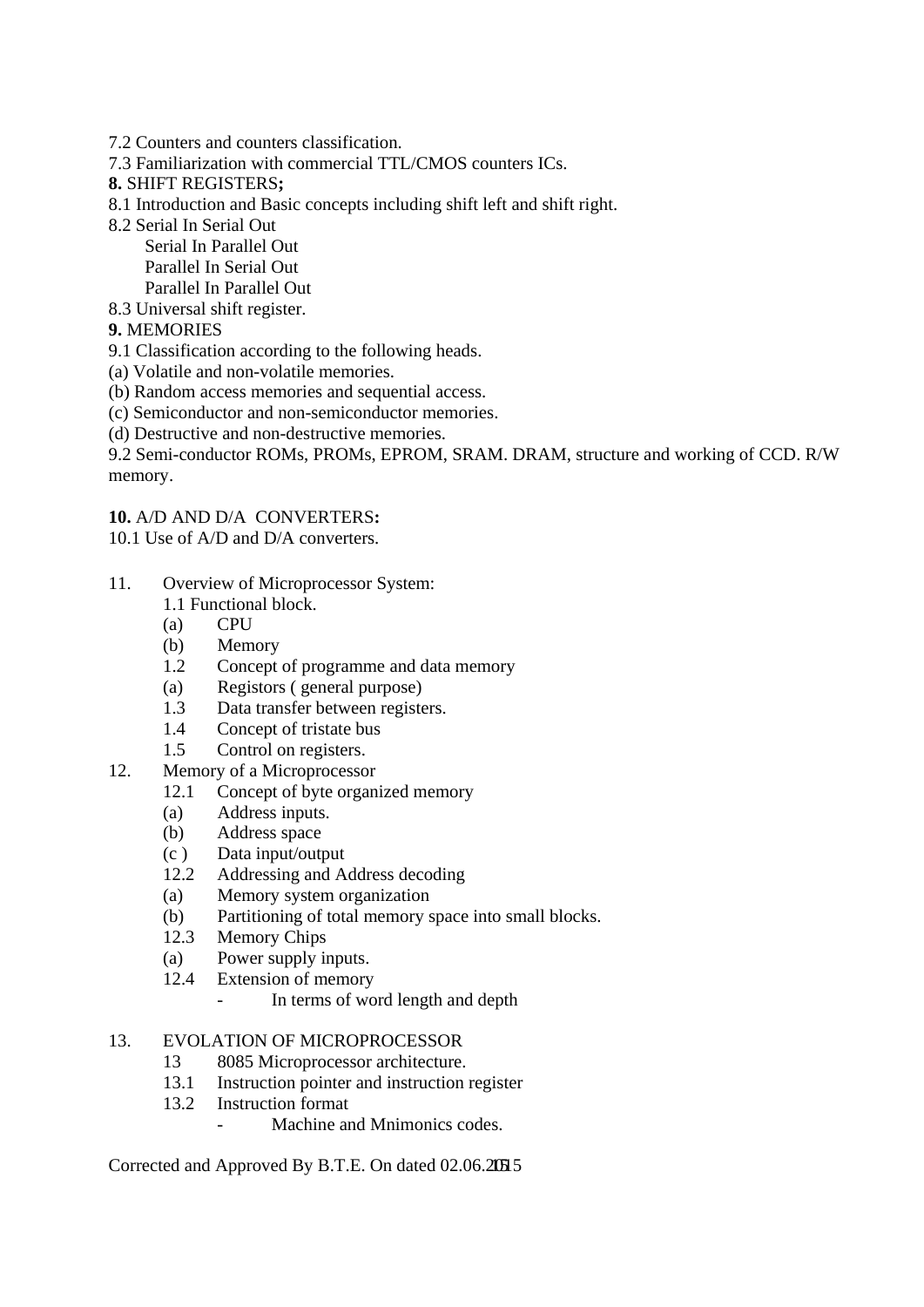7.2 Counters and counters classification.

7.3 Familiarization with commercial TTL/CMOS counters ICs.

**8.** SHIFT REGISTERS**;**

8.1 Introduction and Basic concepts including shift left and shift right.

8.2 Serial In Serial Out
   Serial In Parallel Out
   Parallel In Serial Out
   Parallel In Parallel Out

8.3 Universal shift register.

**9.** MEMORIES

9.1 Classification according to the following heads.

(a) Volatile and non-volatile memories.

(b) Random access memories and sequential access.

(c) Semiconductor and non-semiconductor memories.

(d) Destructive and non-destructive memories.

9.2 Semi-conductor ROMs, PROMs, EPROM, SRAM. DRAM, structure and working of CCD. R/W memory.

**10.** A/D AND D/A CONVERTERS**:**

10.1 Use of A/D and D/A converters.

11. Overview of Microprocessor System:
    - 1.1 Functional block.
    - (a) CPU
    - (b) Memory
    - 1.2 Concept of programme and data memory
    - (a) Registors ( general purpose)
    - 1.3 Data transfer between registers.
    - 1.4 Concept of tristate bus
    - 1.5 Control on registers.
12. Memory of a Microprocessor
    - 12.1 Concept of byte organized memory
    - (a) Address inputs.
    - (b) Address space
    - (c ) Data input/output
    - 12.2 Addressing and Address decoding
    - (a) Memory system organization
    - (b) Partitioning of total memory space into small blocks.
    - 12.3 Memory Chips
    - (a) Power supply inputs.
    - 12.4 Extension of memory
      - In terms of word length and depth
13. EVOLATION OF MICROPROCESSOR
    - 13 8085 Microprocessor architecture.
    - 13.1 Instruction pointer and instruction register
    - 13.2 Instruction format
      - Machine and Mnimonics codes.

Corrected and Approved By B.T.E. On dated 02.06.2015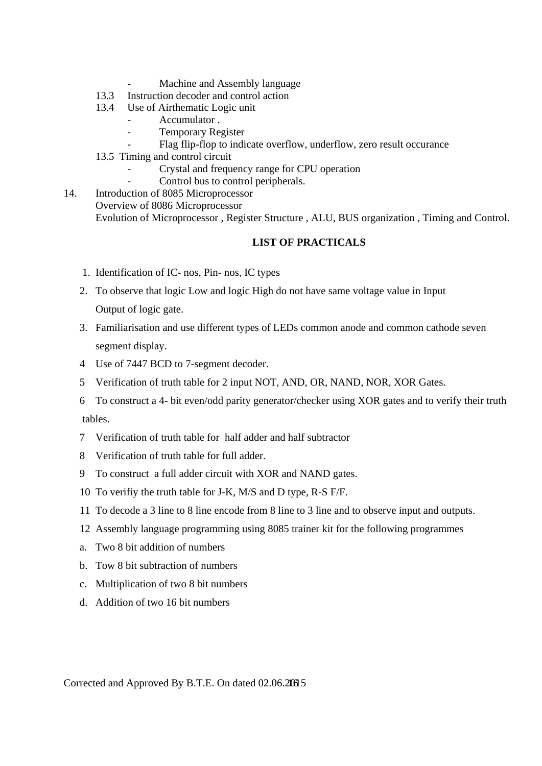- Machine and Assembly language

13.3 Instruction decoder and control action

13.4 Use of Airthematic Logic unit

- Accumulator .
- Temporary Register
- Flag flip-flop to indicate overflow, underflow, zero result occurance

13.5 Timing and control circuit

- Crystal and frequency range for CPU operation
- Control bus to control peripherals.

14. Introduction of 8085 Microprocessor
    Overview of 8086 Microprocessor
    Evolution of Microprocessor , Register Structure , ALU, BUS organization , Timing and Control.

**LIST OF PRACTICALS**

1. Identification of IC- nos, Pin- nos, IC types
2. To observe that logic Low and logic High do not have same voltage value in Input Output of logic gate.
3. Familiarisation and use different types of LEDs common anode and common cathode seven segment display.
4. Use of 7447 BCD to 7-segment decoder.
5. Verification of truth table for 2 input NOT, AND, OR, NAND, NOR, XOR Gates.
6. To construct a 4- bit even/odd parity generator/checker using XOR gates and to verify their truth tables.
7. Verification of truth table for half adder and half subtractor
8. Verification of truth table for full adder.
9. To construct a full adder circuit with XOR and NAND gates.
10. To verifiy the truth table for J-K, M/S and D type, R-S F/F.
11. To decode a 3 line to 8 line encode from 8 line to 3 line and to observe input and outputs.
12. Assembly language programming using 8085 trainer kit for the following programmes

a. Two 8 bit addition of numbers

b. Tow 8 bit subtraction of numbers

c. Multiplication of two 8 bit numbers

d. Addition of two 16 bit numbers

Corrected and Approved By B.T.E. On dated 02.06.2015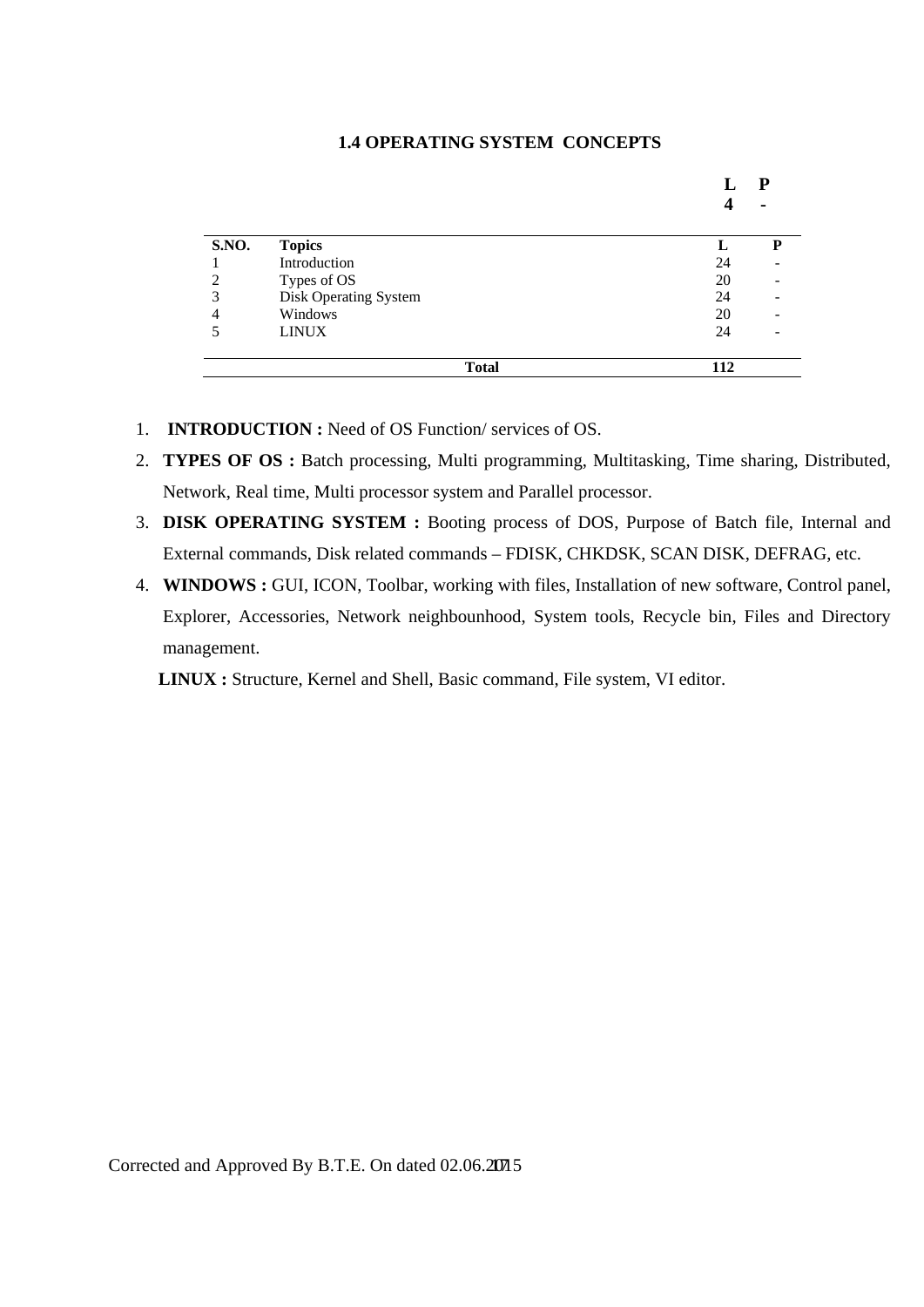## 1.4 OPERATING SYSTEM CONCEPTS

| L | P |
|---|---|
| 4 | - |

| S.NO. | Topics | L | P |
|---|---|---|---|
| 1 | Introduction | 24 | - |
| 2 | Types of OS | 20 | - |
| 3 | Disk Operating System | 24 | - |
| 4 | Windows | 20 | - |
| 5 | LINUX | 24 | - |
| | **Total** | **112** | |

1. **INTRODUCTION :** Need of OS Function/ services of OS.
2. **TYPES OF OS :** Batch processing, Multi programming, Multitasking, Time sharing, Distributed, Network, Real time, Multi processor system and Parallel processor.
3. **DISK OPERATING SYSTEM :** Booting process of DOS, Purpose of Batch file, Internal and External commands, Disk related commands – FDISK, CHKDSK, SCAN DISK, DEFRAG, etc.
4. **WINDOWS :** GUI, ICON, Toolbar, working with files, Installation of new software, Control panel, Explorer, Accessories, Network neighbounhood, System tools, Recycle bin, Files and Directory management.

**LINUX :** Structure, Kernel and Shell, Basic command, File system, VI editor.

Corrected and Approved By B.T.E. On dated 02.06.2015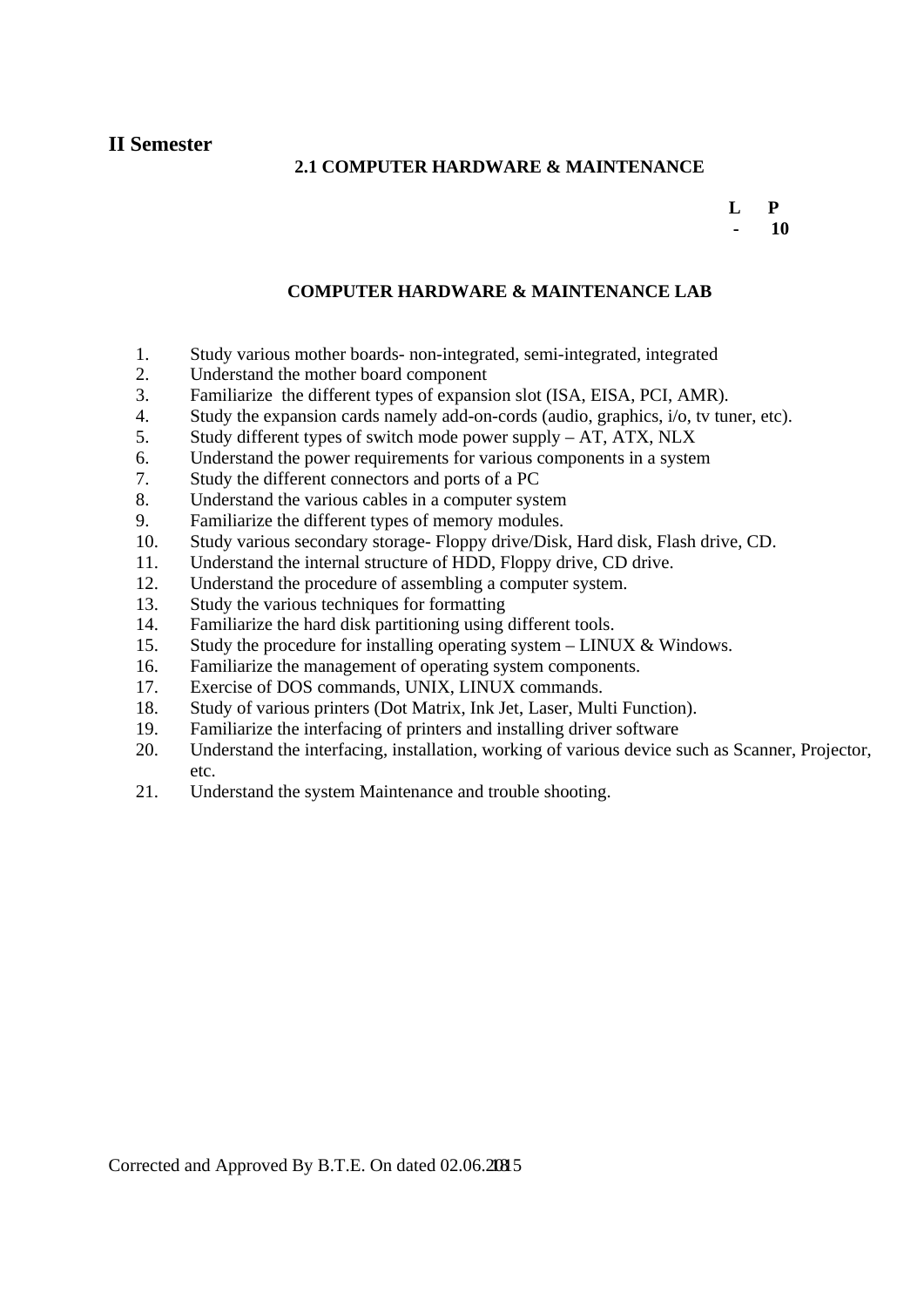## II Semester

### 2.1 COMPUTER HARDWARE & MAINTENANCE

| L | P |
|---|---|
| - | 10 |

### COMPUTER HARDWARE & MAINTENANCE LAB

1. Study various mother boards- non-integrated, semi-integrated, integrated
2. Understand the mother board component
3. Familiarize the different types of expansion slot (ISA, EISA, PCI, AMR).
4. Study the expansion cards namely add-on-cords (audio, graphics, i/o, tv tuner, etc).
5. Study different types of switch mode power supply – AT, ATX, NLX
6. Understand the power requirements for various components in a system
7. Study the different connectors and ports of a PC
8. Understand the various cables in a computer system
9. Familiarize the different types of memory modules.
10. Study various secondary storage- Floppy drive/Disk, Hard disk, Flash drive, CD.
11. Understand the internal structure of HDD, Floppy drive, CD drive.
12. Understand the procedure of assembling a computer system.
13. Study the various techniques for formatting
14. Familiarize the hard disk partitioning using different tools.
15. Study the procedure for installing operating system – LINUX & Windows.
16. Familiarize the management of operating system components.
17. Exercise of DOS commands, UNIX, LINUX commands.
18. Study of various printers (Dot Matrix, Ink Jet, Laser, Multi Function).
19. Familiarize the interfacing of printers and installing driver software
20. Understand the interfacing, installation, working of various device such as Scanner, Projector, etc.
21. Understand the system Maintenance and trouble shooting.

Corrected and Approved By B.T.E. On dated 02.06.2015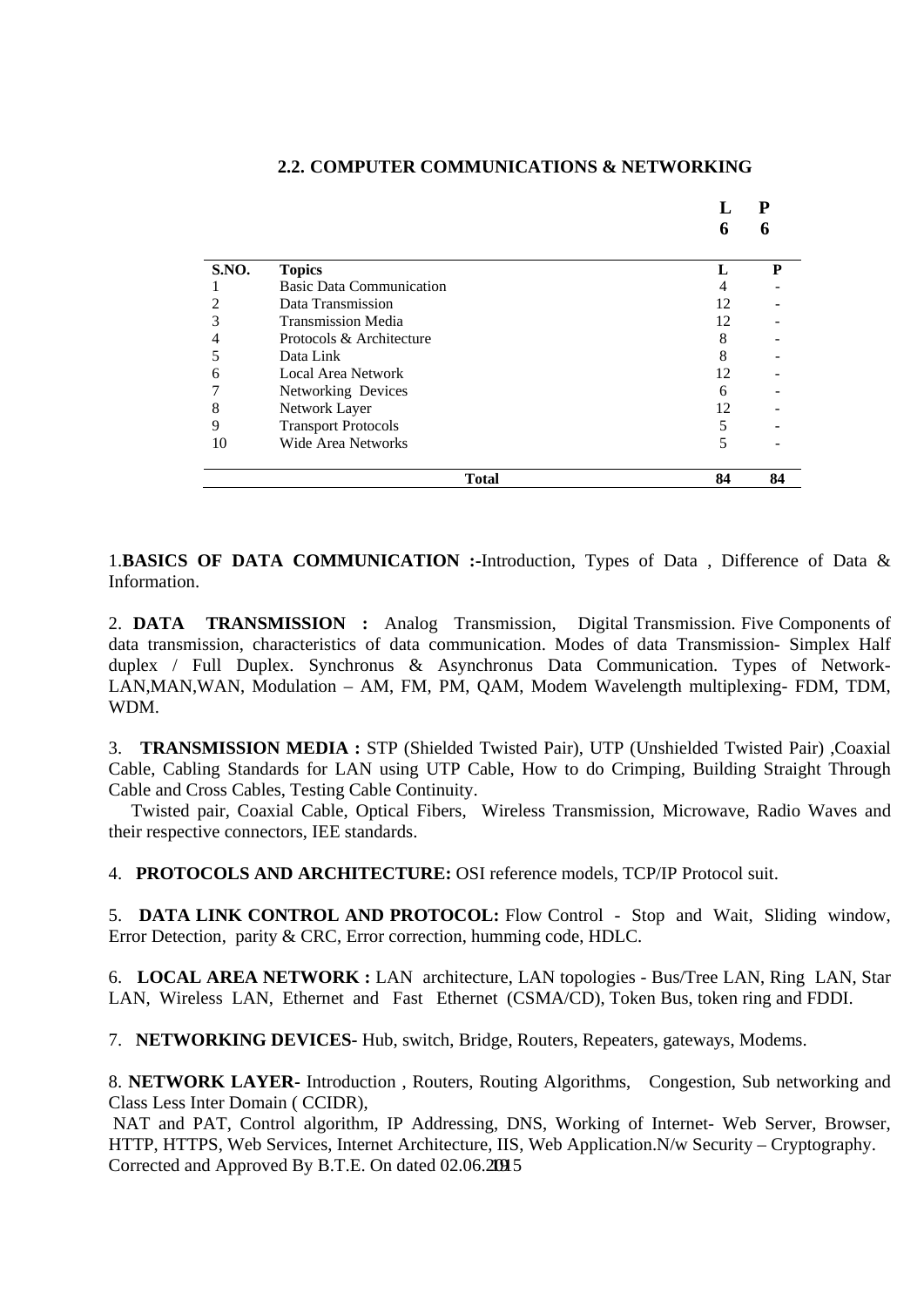## 2.2. COMPUTER COMMUNICATIONS & NETWORKING

| | | **L** | **P** |
|---|---|---|---|
| | | **6** | **6** |

| S.NO. | Topics | L | P |
|---|---|---|---|
| 1 | Basic Data Communication | 4 | - |
| 2 | Data Transmission | 12 | - |
| 3 | Transmission Media | 12 | - |
| 4 | Protocols & Architecture | 8 | - |
| 5 | Data Link | 8 | - |
| 6 | Local Area Network | 12 | - |
| 7 | Networking Devices | 6 | - |
| 8 | Network Layer | 12 | - |
| 9 | Transport Protocols | 5 | - |
| 10 | Wide Area Networks | 5 | - |
| | **Total** | **84** | **84** |

1.**BASICS OF DATA COMMUNICATION :-**Introduction, Types of Data , Difference of Data & Information.

2. **DATA TRANSMISSION :** Analog Transmission, Digital Transmission. Five Components of data transmission, characteristics of data communication. Modes of data Transmission- Simplex Half duplex / Full Duplex. Synchronus & Asynchronus Data Communication. Types of Network- LAN,MAN,WAN, Modulation – AM, FM, PM, QAM, Modem Wavelength multiplexing- FDM, TDM, WDM.

3. **TRANSMISSION MEDIA :** STP (Shielded Twisted Pair), UTP (Unshielded Twisted Pair) ,Coaxial Cable, Cabling Standards for LAN using UTP Cable, How to do Crimping, Building Straight Through Cable and Cross Cables, Testing Cable Continuity.

Twisted pair, Coaxial Cable, Optical Fibers, Wireless Transmission, Microwave, Radio Waves and their respective connectors, IEE standards.

4. **PROTOCOLS AND ARCHITECTURE:** OSI reference models, TCP/IP Protocol suit.

5. **DATA LINK CONTROL AND PROTOCOL:** Flow Control - Stop and Wait, Sliding window, Error Detection, parity & CRC, Error correction, humming code, HDLC.

6. **LOCAL AREA NETWORK :** LAN architecture, LAN topologies - Bus/Tree LAN, Ring LAN, Star LAN, Wireless LAN, Ethernet and Fast Ethernet (CSMA/CD), Token Bus, token ring and FDDI.

7. **NETWORKING DEVICES-** Hub, switch, Bridge, Routers, Repeaters, gateways, Modems.

8. **NETWORK LAYER-** Introduction , Routers, Routing Algorithms, Congestion, Sub networking and Class Less Inter Domain ( CCIDR),

NAT and PAT, Control algorithm, IP Addressing, DNS, Working of Internet- Web Server, Browser, HTTP, HTTPS, Web Services, Internet Architecture, IIS, Web Application.N/w Security – Cryptography.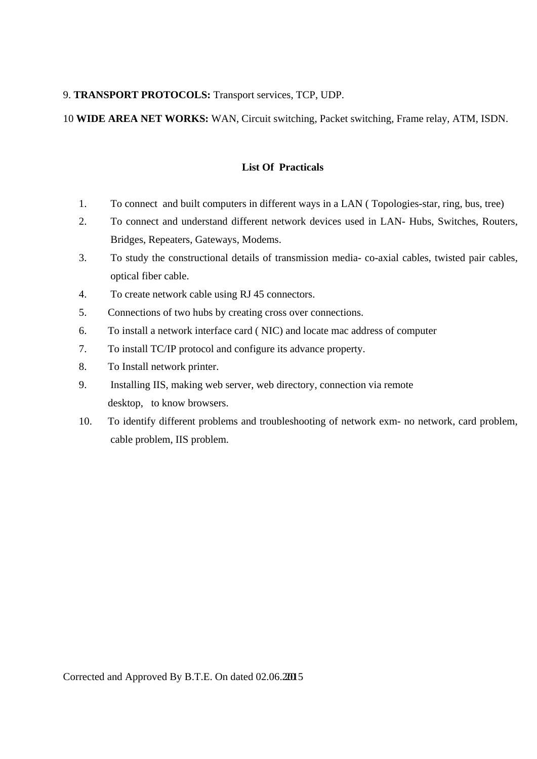9. **TRANSPORT PROTOCOLS:** Transport services, TCP, UDP.

10 **WIDE AREA NET WORKS:** WAN, Circuit switching, Packet switching, Frame relay, ATM, ISDN.

**List Of Practicals**

1. To connect and built computers in different ways in a LAN ( Topologies-star, ring, bus, tree)
2. To connect and understand different network devices used in LAN- Hubs, Switches, Routers, Bridges, Repeaters, Gateways, Modems.
3. To study the constructional details of transmission media- co-axial cables, twisted pair cables, optical fiber cable.
4. To create network cable using RJ 45 connectors.
5. Connections of two hubs by creating cross over connections.
6. To install a network interface card ( NIC) and locate mac address of computer
7. To install TC/IP protocol and configure its advance property.
8. To Install network printer.
9. Installing IIS, making web server, web directory, connection via remote desktop, to know browsers.
10. To identify different problems and troubleshooting of network exm- no network, card problem, cable problem, IIS problem.

Corrected and Approved By B.T.E. On dated 02.06.2015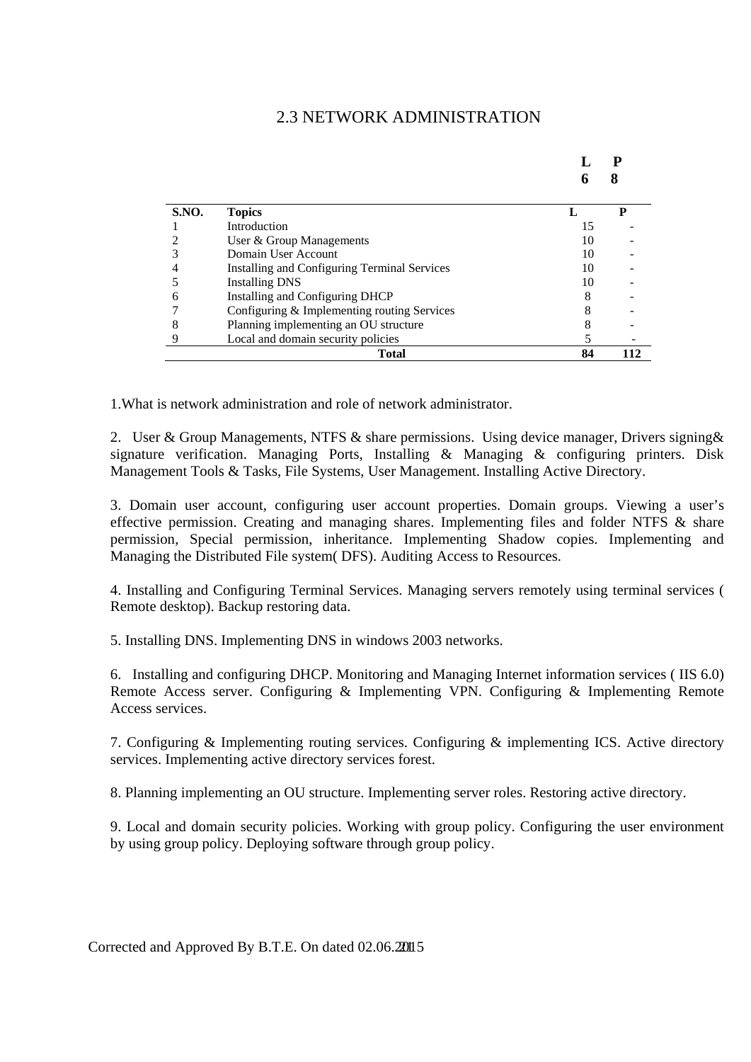# 2.3 NETWORK ADMINISTRATION

| L | P |
|---|---|
| 6 | 8 |

| S.NO. | Topics | L | P |
|---|---|---|---|
| 1 | Introduction | 15 | - |
| 2 | User & Group Managements | 10 | - |
| 3 | Domain User Account | 10 | - |
| 4 | Installing and Configuring Terminal Services | 10 | - |
| 5 | Installing DNS | 10 | - |
| 6 | Installing and Configuring DHCP | 8 | - |
| 7 | Configuring & Implementing routing Services | 8 | - |
| 8 | Planning implementing an OU structure | 8 | - |
| 9 | Local and domain security policies | 5 | - |
| | **Total** | **84** | **112** |

1.What is network administration and role of network administrator.

2. User & Group Managements, NTFS & share permissions. Using device manager, Drivers signing& signature verification. Managing Ports, Installing & Managing & configuring printers. Disk Management Tools & Tasks, File Systems, User Management. Installing Active Directory.

3. Domain user account, configuring user account properties. Domain groups. Viewing a user's effective permission. Creating and managing shares. Implementing files and folder NTFS & share permission, Special permission, inheritance. Implementing Shadow copies. Implementing and Managing the Distributed File system( DFS). Auditing Access to Resources.

4. Installing and Configuring Terminal Services. Managing servers remotely using terminal services ( Remote desktop). Backup restoring data.

5. Installing DNS. Implementing DNS in windows 2003 networks.

6. Installing and configuring DHCP. Monitoring and Managing Internet information services ( IIS 6.0) Remote Access server. Configuring & Implementing VPN. Configuring & Implementing Remote Access services.

7. Configuring & Implementing routing services. Configuring & implementing ICS. Active directory services. Implementing active directory services forest.

8. Planning implementing an OU structure. Implementing server roles. Restoring active directory.

9. Local and domain security policies. Working with group policy. Configuring the user environment by using group policy. Deploying software through group policy.

Corrected and Approved By B.T.E. On dated 02.06.2015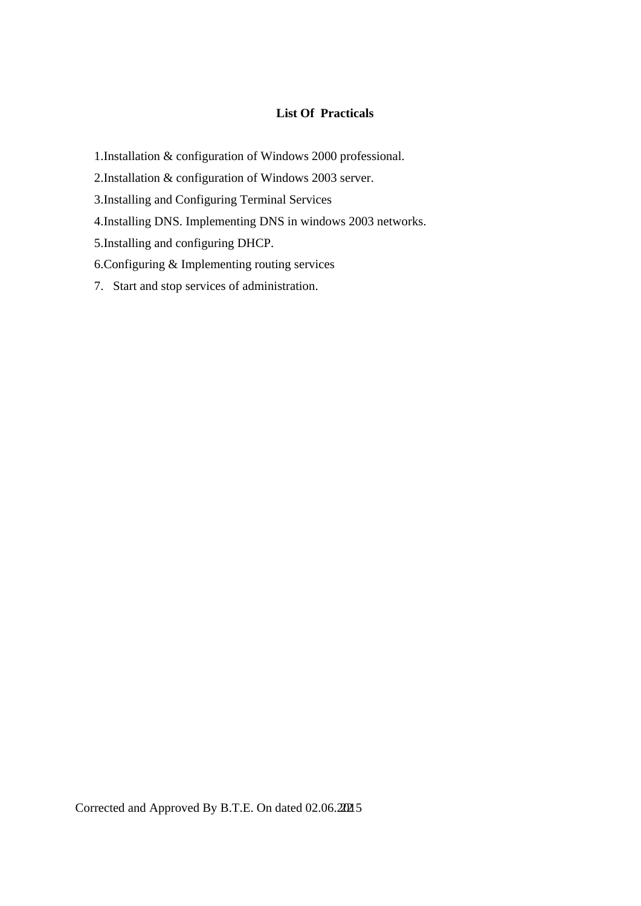**List Of Practicals**

1. Installation & configuration of Windows 2000 professional.
2. Installation & configuration of Windows 2003 server.
3. Installing and Configuring Terminal Services
4. Installing DNS. Implementing DNS in windows 2003 networks.
5. Installing and configuring DHCP.
6. Configuring & Implementing routing services
7. Start and stop services of administration.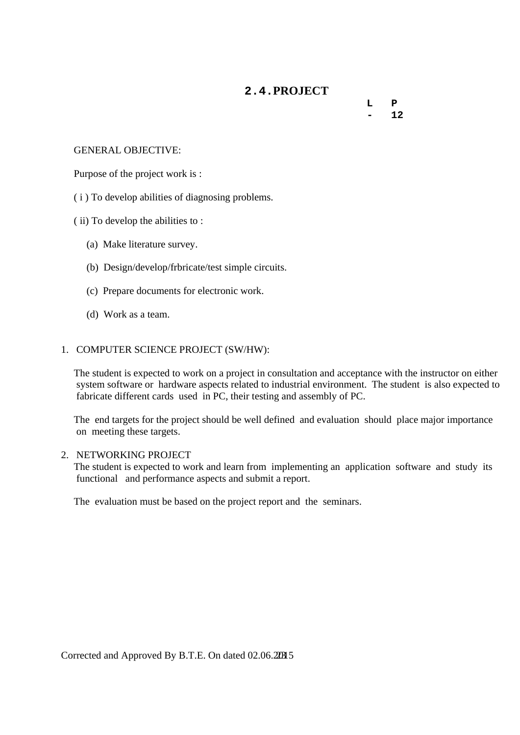## 2.4. PROJECT

| L | P |
|---|---|
| - | 12 |

GENERAL OBJECTIVE:

Purpose of the project work is :

( i ) To develop abilities of diagnosing problems.

( ii) To develop the abilities to :

(a) Make literature survey.

(b) Design/develop/frbricate/test simple circuits.

(c) Prepare documents for electronic work.

(d) Work as a team.

1. COMPUTER SCIENCE PROJECT (SW/HW):

The student is expected to work on a project in consultation and acceptance with the instructor on either system software or hardware aspects related to industrial environment. The student is also expected to fabricate different cards used in PC, their testing and assembly of PC.

The end targets for the project should be well defined and evaluation should place major importance on meeting these targets.

2. NETWORKING PROJECT

The student is expected to work and learn from implementing an application software and study its functional and performance aspects and submit a report.

The evaluation must be based on the project report and the seminars.

Corrected and Approved By B.T.E. On dated 02.06.2015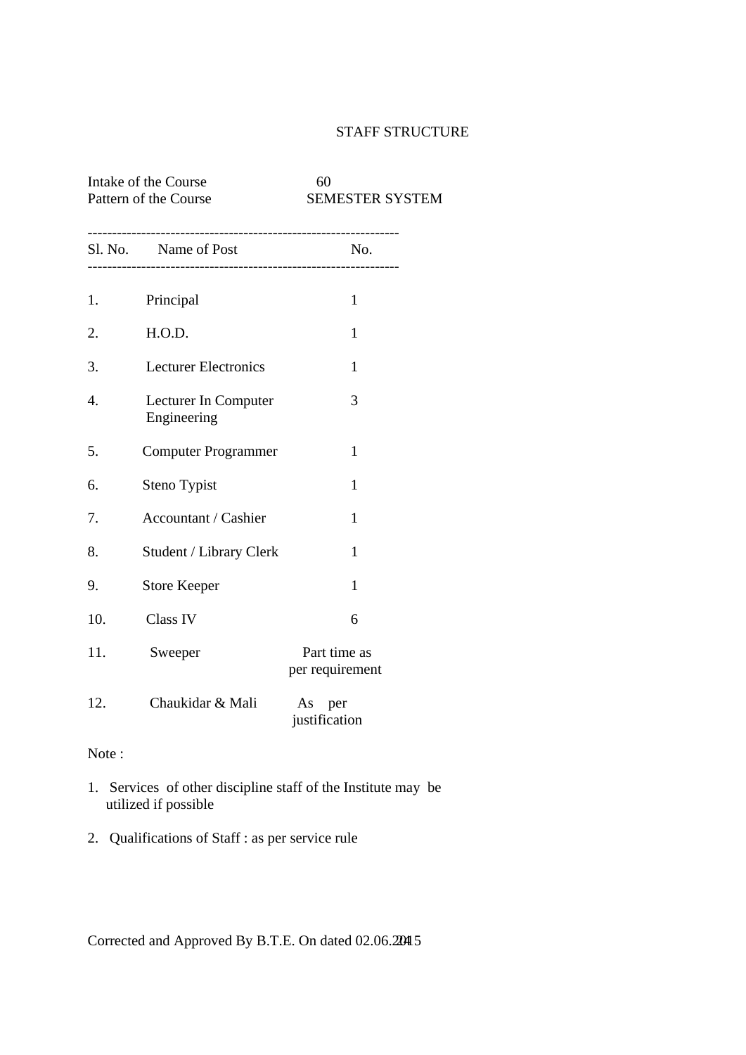# STAFF STRUCTURE

Intake of the Course 60

Pattern of the Course SEMESTER SYSTEM

| Sl. No. | Name of Post | No. |
|---|---|---|
| 1. | Principal | 1 |
| 2. | H.O.D. | 1 |
| 3. | Lecturer Electronics | 1 |
| 4. | Lecturer In Computer Engineering | 3 |
| 5. | Computer Programmer | 1 |
| 6. | Steno Typist | 1 |
| 7. | Accountant / Cashier | 1 |
| 8. | Student / Library Clerk | 1 |
| 9. | Store Keeper | 1 |
| 10. | Class IV | 6 |
| 11. | Sweeper | Part time as per requirement |
| 12. | Chaukidar & Mali | As per justification |

Note :

1. Services of other discipline staff of the Institute may be utilized if possible
2. Qualifications of Staff : as per service rule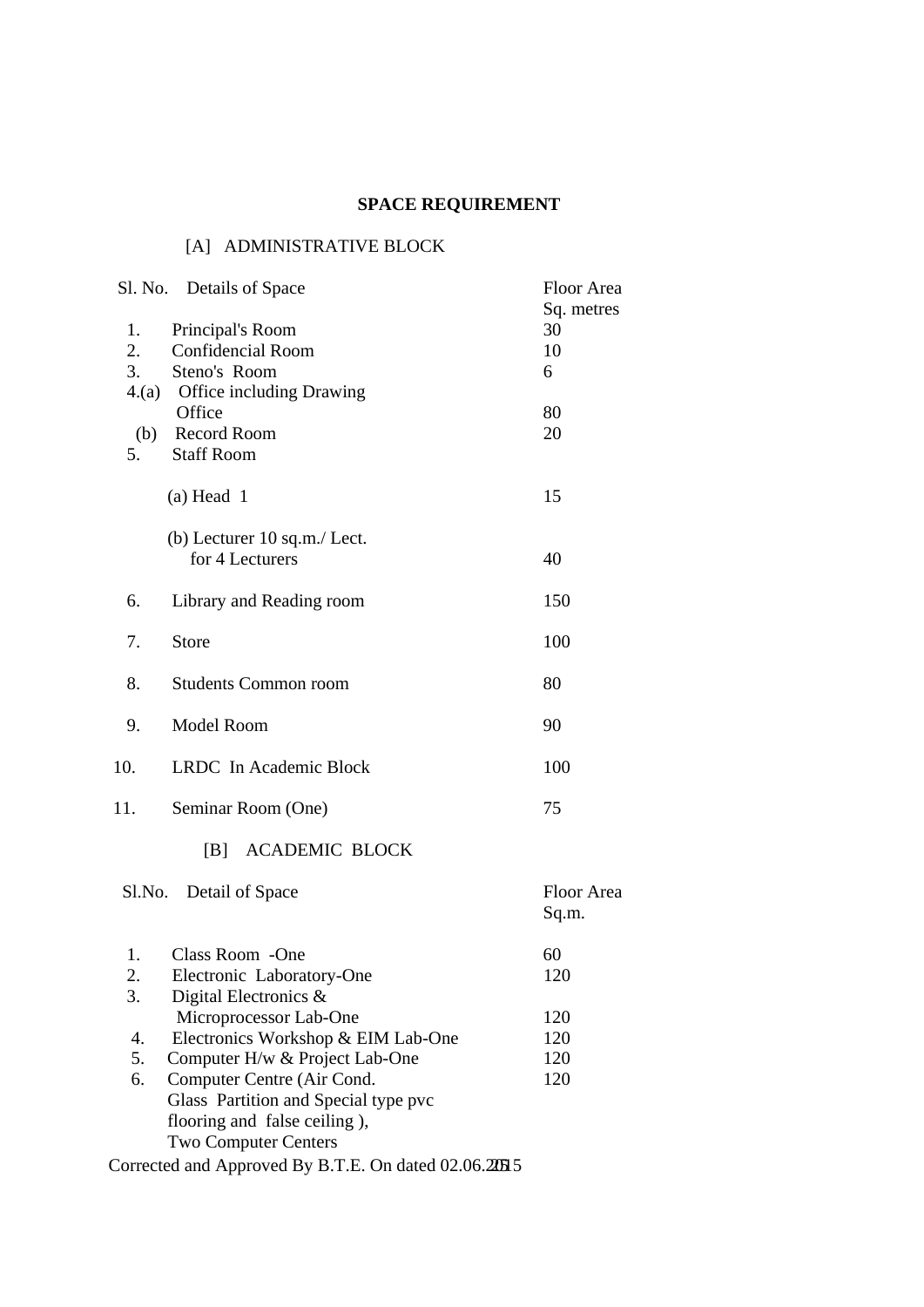# SPACE REQUIREMENT

## [A] ADMINISTRATIVE BLOCK

| Sl. No. | Details of Space | Floor Area Sq. metres |
|---|---|---|
| 1. | Principal's Room | 30 |
| 2. | Confidencial Room | 10 |
| 3. | Steno's Room | 6 |
| 4.(a) | Office including Drawing Office | 80 |
| (b) | Record Room | 20 |
| 5. | Staff Room | |
| | (a) Head 1 | 15 |
| | (b) Lecturer 10 sq.m./ Lect. for 4 Lecturers | 40 |
| 6. | Library and Reading room | 150 |
| 7. | Store | 100 |
| 8. | Students Common room | 80 |
| 9. | Model Room | 90 |
| 10. | LRDC In Academic Block | 100 |
| 11. | Seminar Room (One) | 75 |

## [B] ACADEMIC BLOCK

| Sl.No. | Detail of Space | Floor Area Sq.m. |
|---|---|---|
| 1. | Class Room -One | 60 |
| 2. | Electronic Laboratory-One | 120 |
| 3. | Digital Electronics & Microprocessor Lab-One | 120 |
| 4. | Electronics Workshop & EIM Lab-One | 120 |
| 5. | Computer H/w & Project Lab-One | 120 |
| 6. | Computer Centre (Air Cond. Glass Partition and Special type pvc flooring and false ceiling ), Two Computer Centers | 120 |

Corrected and Approved By B.T.E. On dated 02.06.2015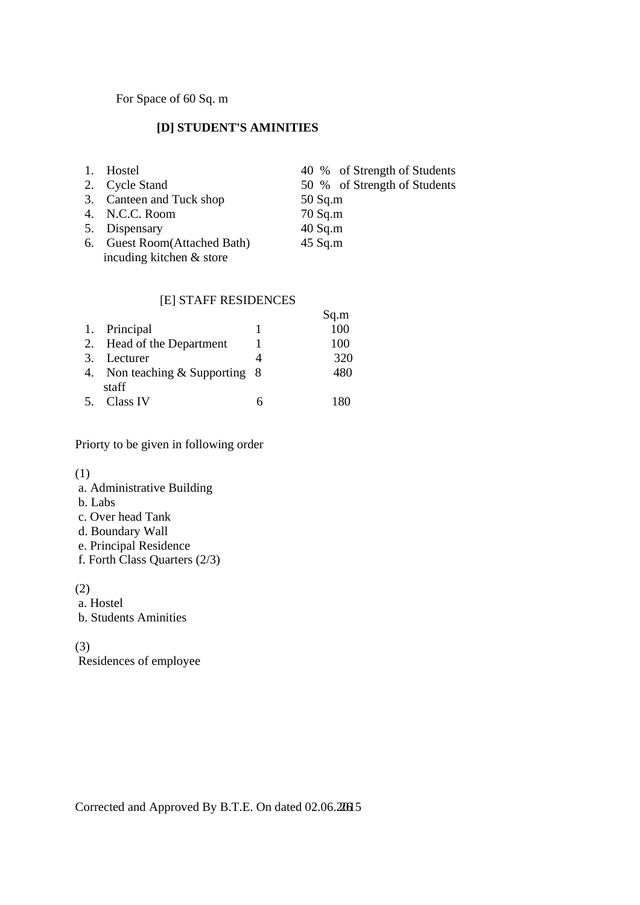For Space of 60 Sq. m

**[D] STUDENT'S AMINITIES**

| | | |
|---|---|---|
| 1. | Hostel | 40 % of Strength of Students |
| 2. | Cycle Stand | 50 % of Strength of Students |
| 3. | Canteen and Tuck shop | 50 Sq.m |
| 4. | N.C.C. Room | 70 Sq.m |
| 5. | Dispensary | 40 Sq.m |
| 6. | Guest Room(Attached Bath) incuding kitchen & store | 45 Sq.m |

[E] STAFF RESIDENCES

| | | | Sq.m |
|---|---|---|---|
| 1. | Principal | 1 | 100 |
| 2. | Head of the Department | 1 | 100 |
| 3. | Lecturer | 4 | 320 |
| 4. | Non teaching & Supporting staff | 8 | 480 |
| 5. | Class IV | 6 | 180 |

Priorty to be given in following order

(1)
a. Administrative Building
b. Labs
c. Over head Tank
d. Boundary Wall
e. Principal Residence
f. Forth Class Quarters (2/3)

(2)
a. Hostel
b. Students Aminities

(3)
Residences of employee

Corrected and Approved By B.T.E. On dated 02.06.2015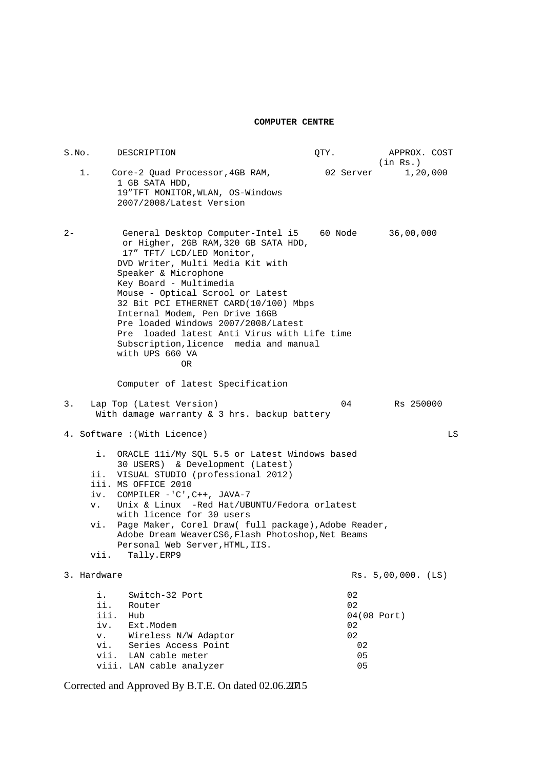**COMPUTER CENTRE**

| S.No. | DESCRIPTION | QTY. | APPROX. COST (in Rs.) |
|---|---|---|---|
| 1. | Core-2 Quad Processor,4GB RAM, 1 GB SATA HDD, 19"TFT MONITOR,WLAN, OS-Windows 2007/2008/Latest Version | 02 Server | 1,20,000 |
| 2- | General Desktop Computer-Intel i5 or Higher, 2GB RAM,320 GB SATA HDD, 17" TFT/ LCD/LED Monitor, DVD Writer, Multi Media Kit with Speaker & Microphone<br>Key Board - Multimedia<br>Mouse - Optical Scrool or Latest<br>32 Bit PCI ETHERNET CARD(10/100) Mbps<br>Internal Modem, Pen Drive 16GB<br>Pre loaded Windows 2007/2008/Latest<br>Pre loaded latest Anti Virus with Life time Subscription,licence media and manual with UPS 660 VA<br>OR<br>Computer of latest Specification | 60 Node | 36,00,000 |
| 3. | Lap Top (Latest Version) With damage warranty & 3 hrs. backup battery | 04 | Rs 250000 |
| 4. | Software :(With Licence) | | LS |
| | i. ORACLE 11i/My SQL 5.5 or Latest Windows based 30 USERS) & Development (Latest)<br>ii. VISUAL STUDIO (professional 2012)<br>iii. MS OFFICE 2010<br>iv. COMPILER -'C',C++, JAVA-7<br>v. Unix & Linux -Red Hat/UBUNTU/Fedora orlatest with licence for 30 users<br>vi. Page Maker, Corel Draw( full package),Adobe Reader, Adobe Dream WeaverCS6,Flash Photoshop,Net Beams Personal Web Server,HTML,IIS.<br>vii. Tally.ERP9 | | |
| 3. | Hardware | | Rs. 5,00,000. (LS) |
| | i. Switch-32 Port | 02 | |
| | ii. Router | 02 | |
| | iii. Hub | 04(08 Port) | |
| | iv. Ext.Modem | 02 | |
| | v. Wireless N/W Adaptor | 02 | |
| | vi. Series Access Point | 02 | |
| | vii. LAN cable meter | 05 | |
| | viii. LAN cable analyzer | 05 | |

Corrected and Approved By B.T.E. On dated 02.06.2015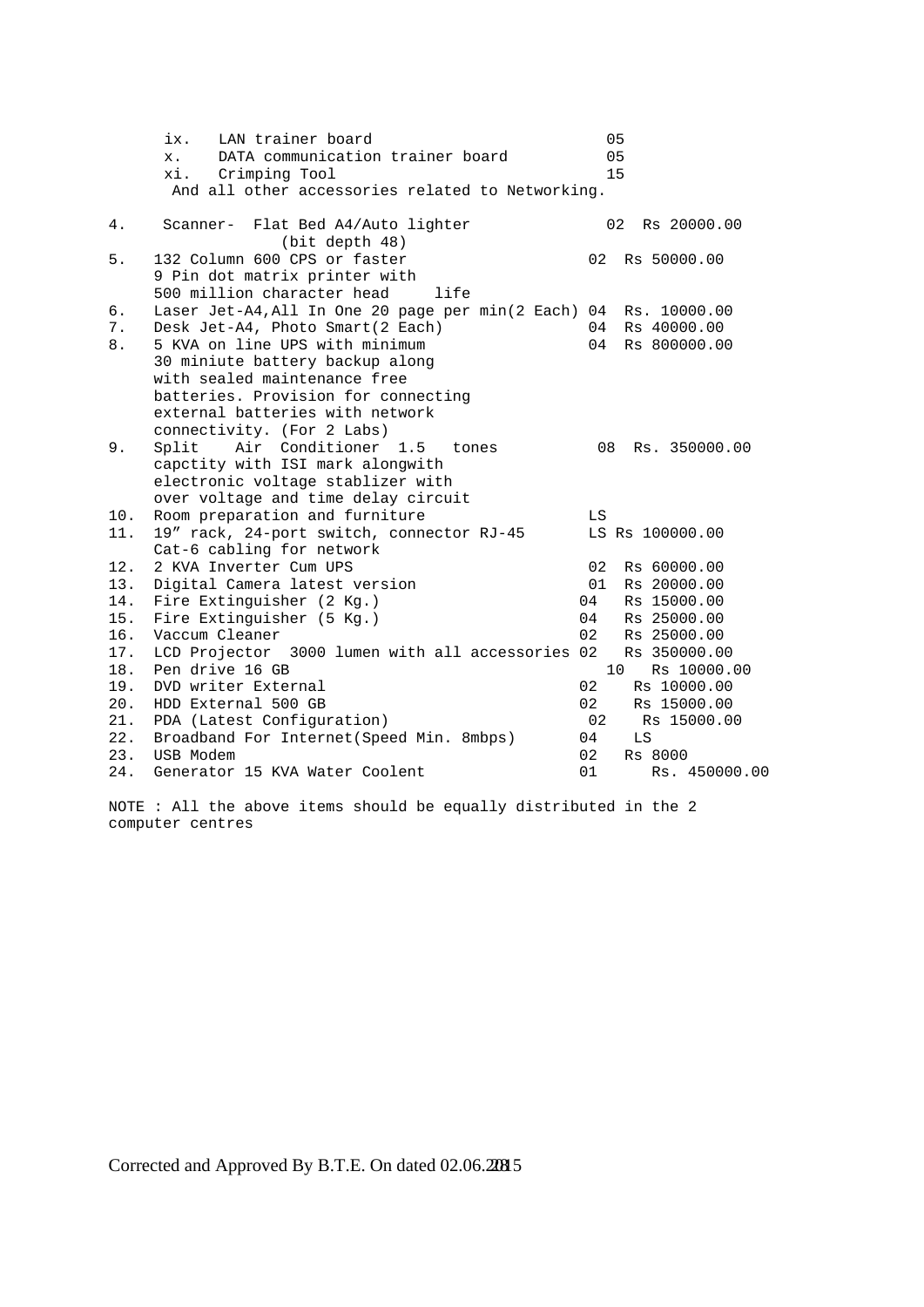| S.No. | Item | Qty | Amount |
|---|---|---|---|
| | ix. LAN trainer board | 05 | |
| | x. DATA communication trainer board | 05 | |
| | xi. Crimping Tool | 15 | |
| | And all other accessories related to Networking. | | |
| 4. | Scanner- Flat Bed A4/Auto lighter (bit depth 48) | 02 | Rs 20000.00 |
| 5. | 132 Column 600 CPS or faster 9 Pin dot matrix printer with 500 million character head life | 02 | Rs 50000.00 |
| 6. | Laser Jet-A4,All In One 20 page per min(2 Each) | 04 | Rs. 10000.00 |
| 7. | Desk Jet-A4, Photo Smart(2 Each) | 04 | Rs 40000.00 |
| 8. | 5 KVA on line UPS with minimum 30 miniuite battery backup along with sealed maintenance free batteries. Provision for connecting external batteries with network connectivity. (For 2 Labs) | 04 | Rs 800000.00 |
| 9. | Split Air Conditioner 1.5 tones capctity with ISI mark alongwith electronic voltage stablizer with over voltage and time delay circuit | 08 | Rs. 350000.00 |
| 10. | Room preparation and furniture | LS | |
| 11. | 19" rack, 24-port switch, connector RJ-45 Cat-6 cabling for network | LS | Rs 100000.00 |
| 12. | 2 KVA Inverter Cum UPS | 02 | Rs 60000.00 |
| 13. | Digital Camera latest version | 01 | Rs 20000.00 |
| 14. | Fire Extinguisher (2 Kg.) | 04 | Rs 15000.00 |
| 15. | Fire Extinguisher (5 Kg.) | 04 | Rs 25000.00 |
| 16. | Vaccum Cleaner | 02 | Rs 25000.00 |
| 17. | LCD Projector 3000 lumen with all accessories | 02 | Rs 350000.00 |
| 18. | Pen drive 16 GB | 10 | Rs 10000.00 |
| 19. | DVD writer External | 02 | Rs 10000.00 |
| 20. | HDD External 500 GB | 02 | Rs 15000.00 |
| 21. | PDA (Latest Configuration) | 02 | Rs 15000.00 |
| 22. | Broadband For Internet(Speed Min. 8mbps) | 04 | LS |
| 23. | USB Modem | 02 | Rs 8000 |
| 24. | Generator 15 KVA Water Coolent | 01 | Rs. 450000.00 |

NOTE : All the above items should be equally distributed in the 2 computer centres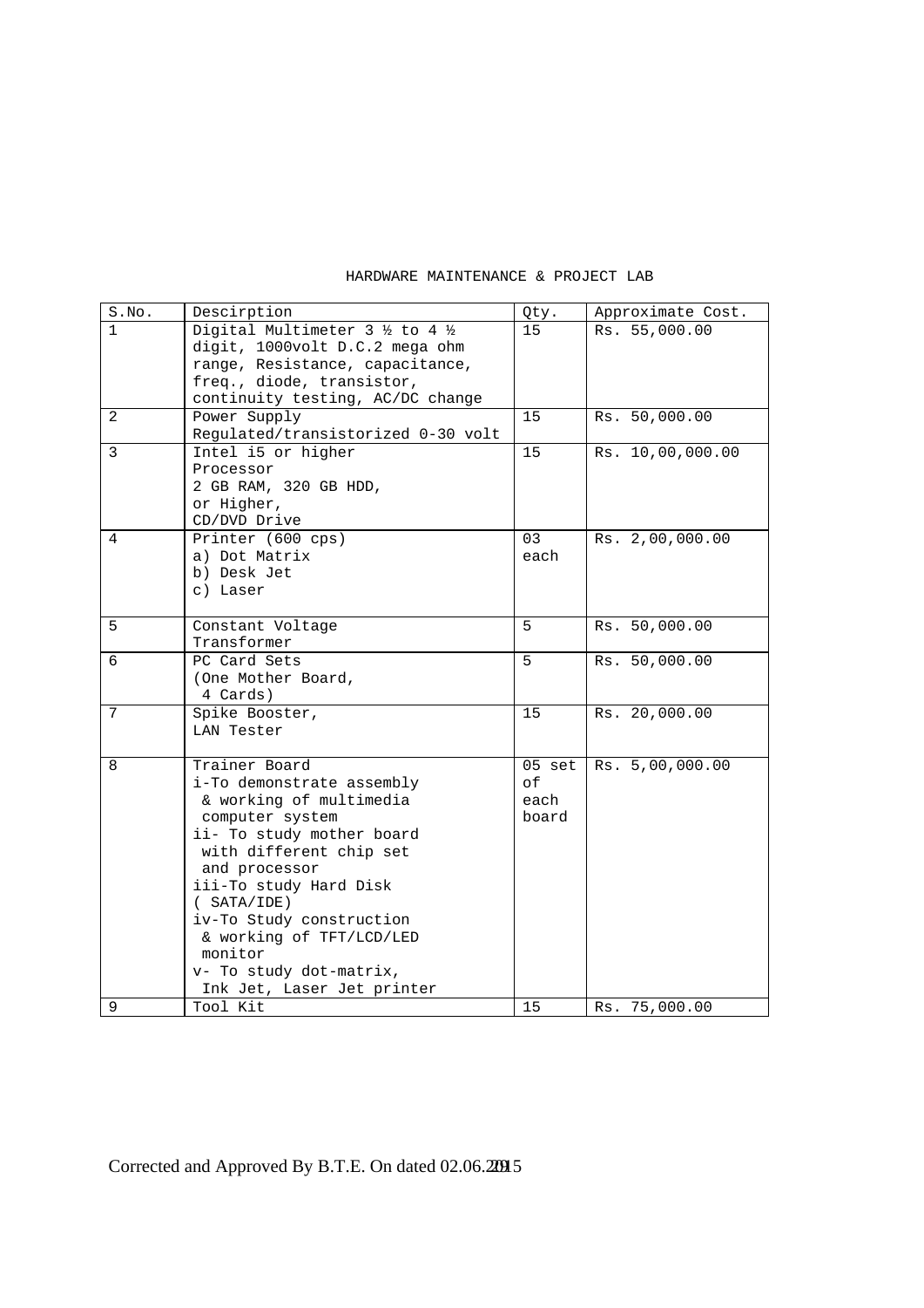HARDWARE MAINTENANCE & PROJECT LAB

| S.No. | Descirption | Qty. | Approximate Cost. |
|---|---|---|---|
| 1 | Digital Multimeter 3 ½ to 4 ½ digit, 1000volt D.C.2 mega ohm range, Resistance, capacitance, freq., diode, transistor, continuity testing, AC/DC change | 15 | Rs. 55,000.00 |
| 2 | Power Supply Regulated/transistorized 0-30 volt | 15 | Rs. 50,000.00 |
| 3 | Intel i5 or higher Processor 2 GB RAM, 320 GB HDD, or Higher, CD/DVD Drive | 15 | Rs. 10,00,000.00 |
| 4 | Printer (600 cps) a) Dot Matrix b) Desk Jet c) Laser | 03 each | Rs. 2,00,000.00 |
| 5 | Constant Voltage Transformer | 5 | Rs. 50,000.00 |
| 6 | PC Card Sets (One Mother Board, 4 Cards) | 5 | Rs. 50,000.00 |
| 7 | Spike Booster, LAN Tester | 15 | Rs. 20,000.00 |
| 8 | Trainer Board i-To demonstrate assembly & working of multimedia computer system ii- To study mother board with different chip set and processor iii-To study Hard Disk ( SATA/IDE) iv-To Study construction & working of TFT/LCD/LED monitor v- To study dot-matrix, Ink Jet, Laser Jet printer | 05 set of each board | Rs. 5,00,000.00 |
| 9 | Tool Kit | 15 | Rs. 75,000.00 |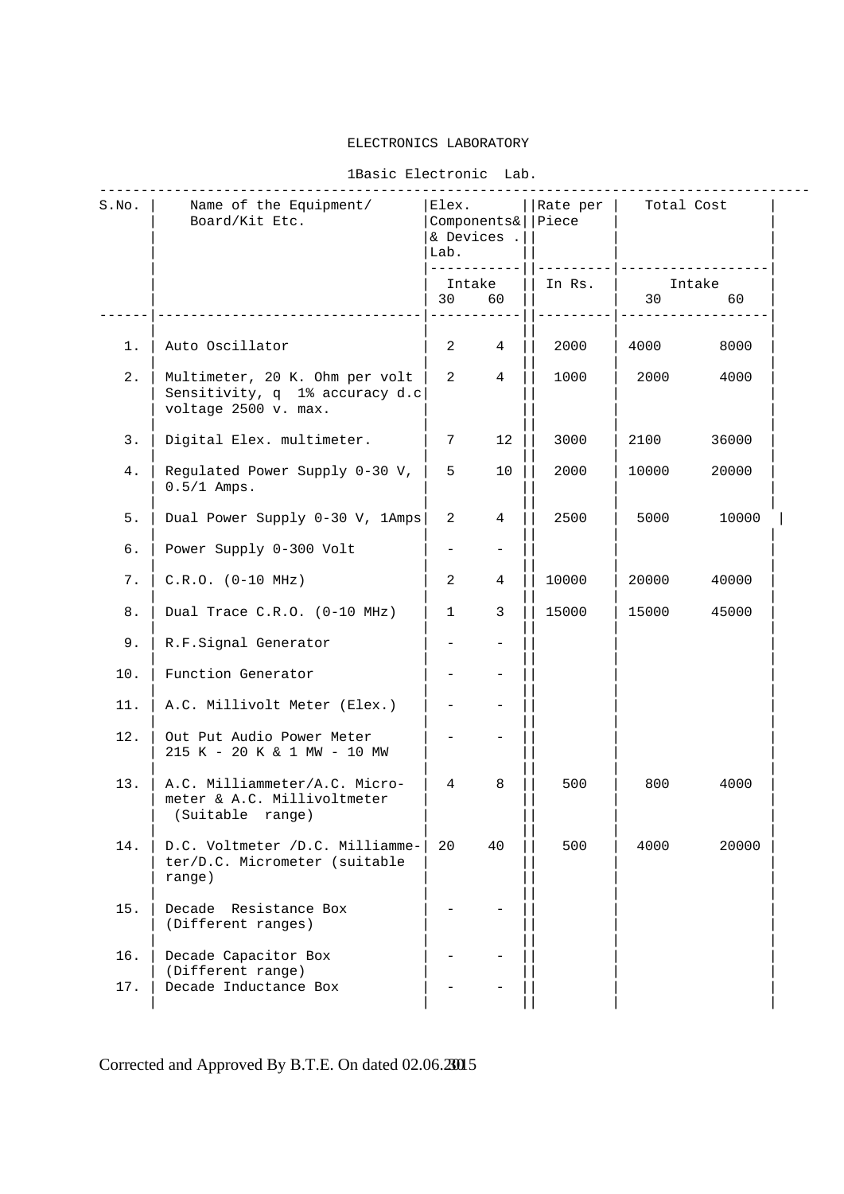# ELECTRONICS LABORATORY

## 1Basic Electronic Lab.

| S.No. | Name of the Equipment/ Board/Kit Etc. | Elex. Components& & Devices . Lab. | | Rate per Piece | Total Cost | |
|---|---|---|---|---|---|---|
| | | Intake | | In Rs. | Intake | |
| | | 30 | 60 | | 30 | 60 |
| 1. | Auto Oscillator | 2 | 4 | 2000 | 4000 | 8000 |
| 2. | Multimeter, 20 K. Ohm per volt Sensitivity, q 1% accuracy d.c voltage 2500 v. max. | 2 | 4 | 1000 | 2000 | 4000 |
| 3. | Digital Elex. multimeter. | 7 | 12 | 3000 | 2100 | 36000 |
| 4. | Regulated Power Supply 0-30 V, 0.5/1 Amps. | 5 | 10 | 2000 | 10000 | 20000 |
| 5. | Dual Power Supply 0-30 V, 1Amps | 2 | 4 | 2500 | 5000 | 10000 |
| 6. | Power Supply 0-300 Volt | - | - | | | |
| 7. | C.R.O. (0-10 MHz) | 2 | 4 | 10000 | 20000 | 40000 |
| 8. | Dual Trace C.R.O. (0-10 MHz) | 1 | 3 | 15000 | 15000 | 45000 |
| 9. | R.F.Signal Generator | - | - | | | |
| 10. | Function Generator | - | - | | | |
| 11. | A.C. Millivolt Meter (Elex.) | - | - | | | |
| 12. | Out Put Audio Power Meter 215 K - 20 K & 1 MW - 10 MW | - | - | | | |
| 13. | A.C. Milliammeter/A.C. Micro-meter & A.C. Millivoltmeter (Suitable range) | 4 | 8 | 500 | 800 | 4000 |
| 14. | D.C. Voltmeter /D.C. Milliamme-ter/D.C. Micrometer (suitable range) | 20 | 40 | 500 | 4000 | 20000 |
| 15. | Decade Resistance Box (Different ranges) | - | - | | | |
| 16. | Decade Capacitor Box (Different range) | - | - | | | |
| 17. | Decade Inductance Box | - | - | | | |

Corrected and Approved By B.T.E. On dated 02.06.2015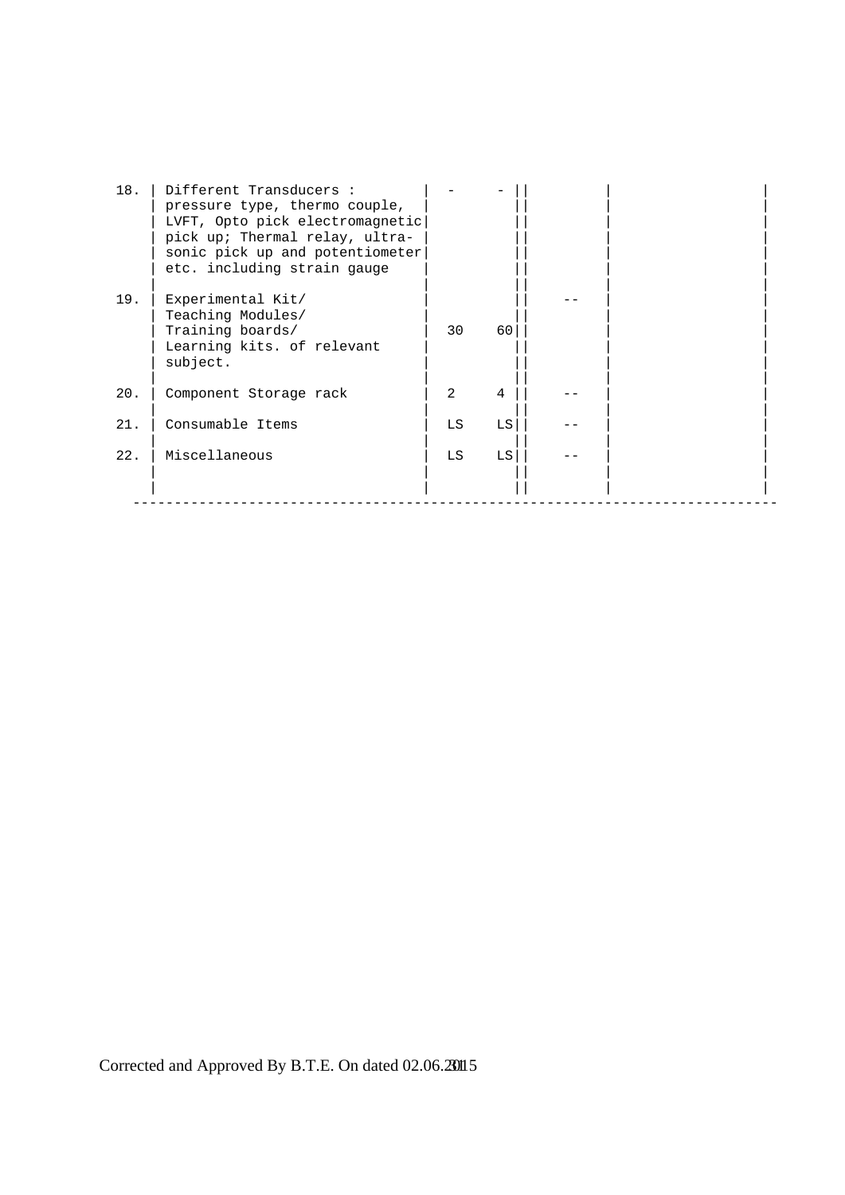| | | | | | | |
|---|---|---|---|---|---|---|
| 18. | Different Transducers : pressure type, thermo couple, LVFT, Opto pick electromagnetic pick up; Thermal relay, ultra-sonic pick up and potentiometer etc. including strain gauge | - | - | | | |
| 19. | Experimental Kit/ Teaching Modules/ Training boards/ Learning kits. of relevant subject. | 30 | 60 | -- | | |
| 20. | Component Storage rack | 2 | 4 | -- | | |
| 21. | Consumable Items | LS | LS | -- | | |
| 22. | Miscellaneous | LS | LS | -- | | |

Corrected and Approved By B.T.E. On dated 02.06.2015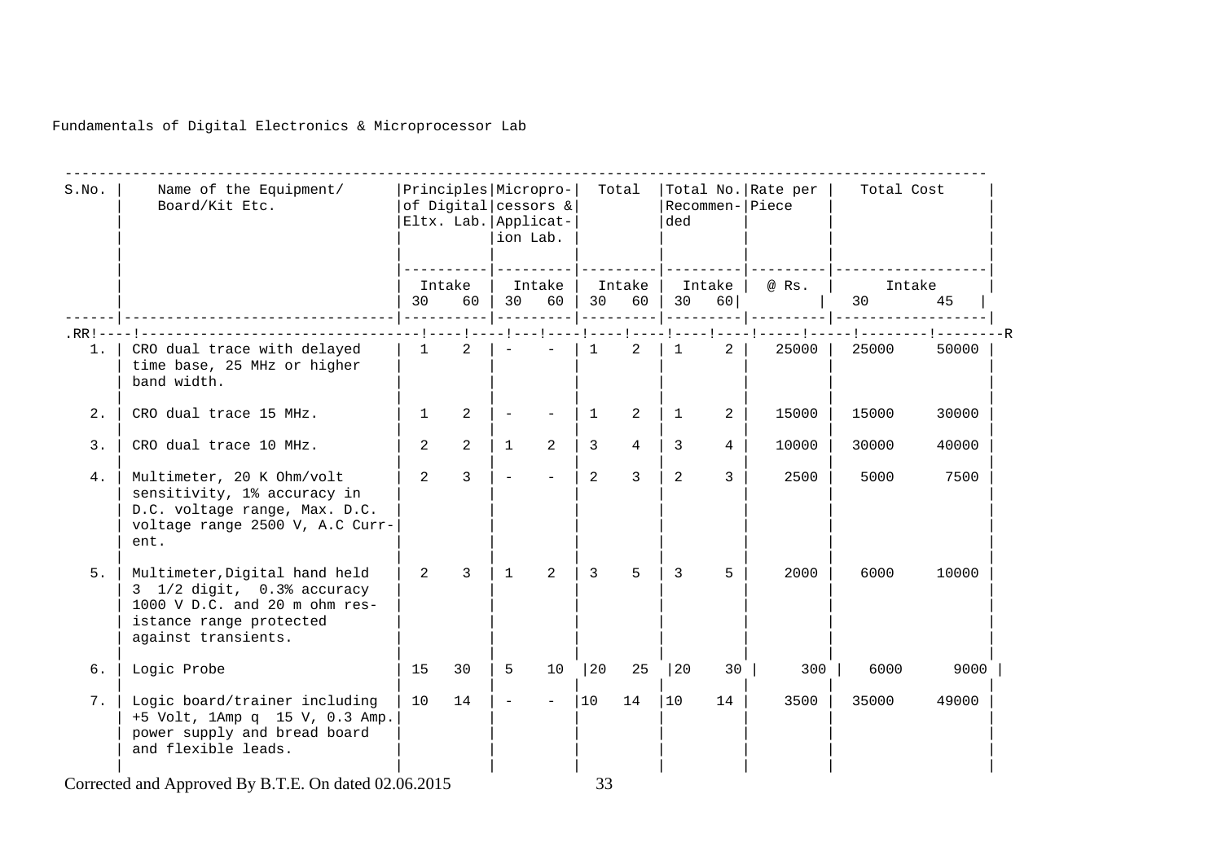Fundamentals of Digital Electronics & Microprocessor Lab

| S.No. | Name of the Equipment/ Board/Kit Etc. | Principles of Digital Eltx. Lab. | | Micropro- cessors & Applicat- ion Lab. | | Total | | Total No. Recommen- ded | | Rate per Piece | Total Cost | |
|---|---|---|---|---|---|---|---|---|---|---|---|---|
| | | Intake | | Intake | | Intake | | Intake | | @ Rs. | Intake | |
| | | 30 | 60 | 30 | 60 | 30 | 60 | 30 | 60 | | 30 | 45 |
| 1. | CRO dual trace with delayed time base, 25 MHz or higher band width. | 1 | 2 | - | - | 1 | 2 | 1 | 2 | 25000 | 25000 | 50000 |
| 2. | CRO dual trace 15 MHz. | 1 | 2 | - | - | 1 | 2 | 1 | 2 | 15000 | 15000 | 30000 |
| 3. | CRO dual trace 10 MHz. | 2 | 2 | 1 | 2 | 3 | 4 | 3 | 4 | 10000 | 30000 | 40000 |
| 4. | Multimeter, 20 K Ohm/volt sensitivity, 1% accuracy in D.C. voltage range, Max. D.C. voltage range 2500 V, A.C Current. | 2 | 3 | - | - | 2 | 3 | 2 | 3 | 2500 | 5000 | 7500 |
| 5. | Multimeter,Digital hand held 3 1/2 digit, 0.3% accuracy 1000 V D.C. and 20 m ohm resistance range protected against transients. | 2 | 3 | 1 | 2 | 3 | 5 | 3 | 5 | 2000 | 6000 | 10000 |
| 6. | Logic Probe | 15 | 30 | 5 | 10 | 20 | 25 | 20 | 30 | 300 | 6000 | 9000 |
| 7. | Logic board/trainer including +5 Volt, 1Amp q 15 V, 0.3 Amp. power supply and bread board and flexible leads. | 10 | 14 | - | - | 10 | 14 | 10 | 14 | 3500 | 35000 | 49000 |

Corrected and Approved By B.T.E. On dated 02.06.2015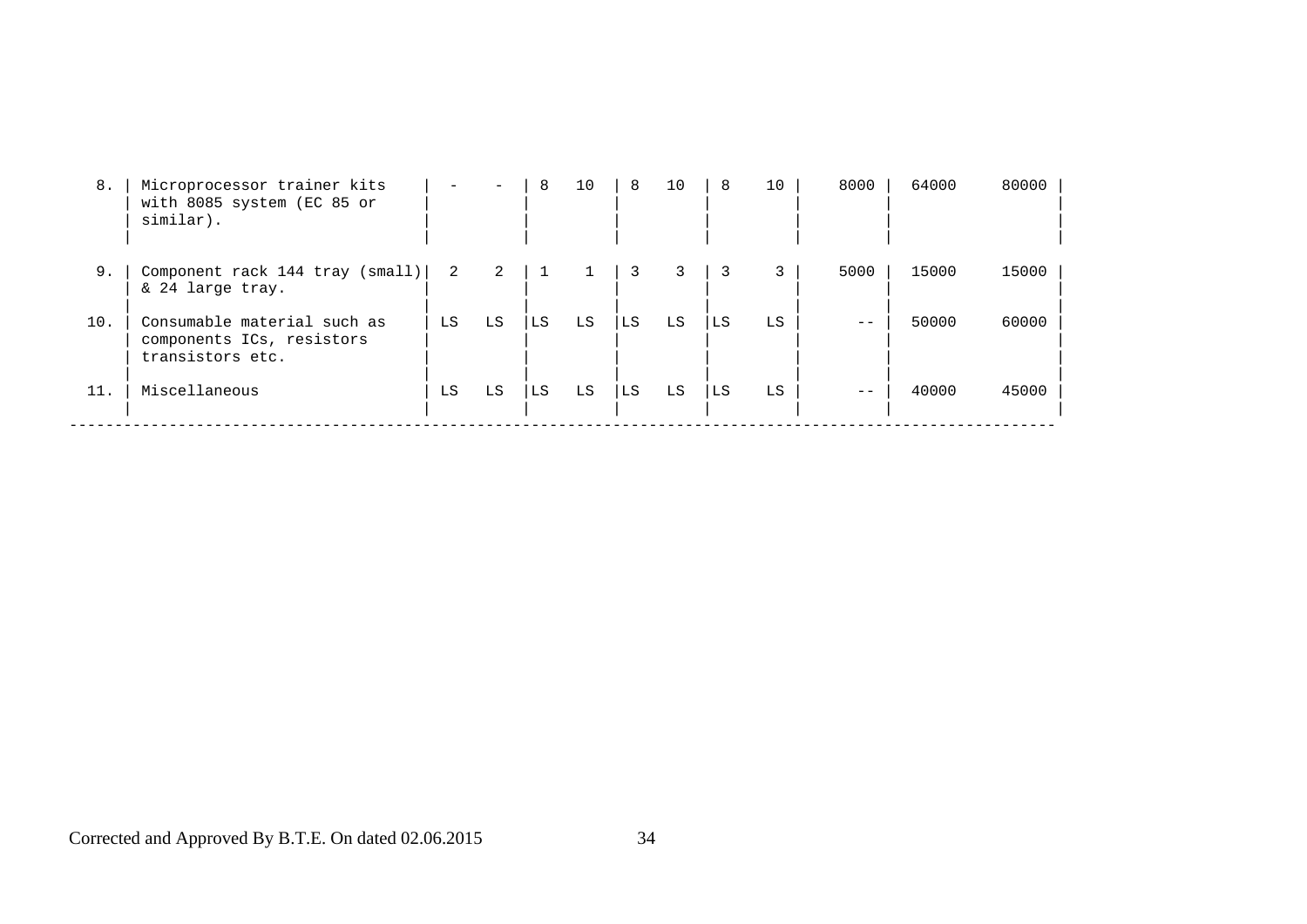| 8. | Microprocessor trainer kits with 8085 system (EC 85 or similar). | - | - | 8 | 10 | 8 | 10 | 8 | 10 | 8000 | 64000 | 80000 |
|---|---|---|---|---|---|---|---|---|---|---|---|---|
| 9. | Component rack 144 tray (small) & 24 large tray. | 2 | 2 | 1 | 1 | 3 | 3 | 3 | 3 | 5000 | 15000 | 15000 |
| 10. | Consumable material such as components ICs, resistors transistors etc. | LS | LS | LS | LS | LS | LS | LS | LS | -- | 50000 | 60000 |
| 11. | Miscellaneous | LS | LS | LS | LS | LS | LS | LS | LS | -- | 40000 | 45000 |

Corrected and Approved By B.T.E. On dated 02.06.2015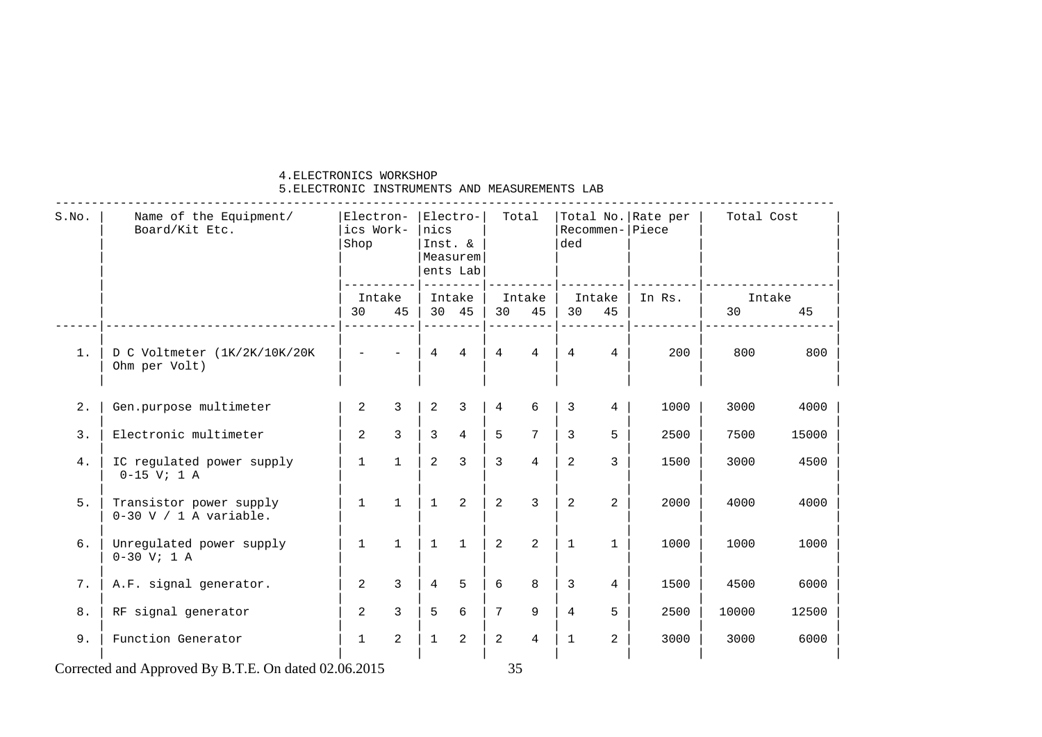4.ELECTRONICS WORKSHOP
5.ELECTRONIC INSTRUMENTS AND MEASUREMENTS LAB

| S.No. | Name of the Equipment/ Board/Kit Etc. | Electronics Work-Shop | | Electronics Inst. & Measurements Lab | | Total | | Total No. Recommended | | Rate per Piece | Total Cost | |
|---|---|---|---|---|---|---|---|---|---|---|---|---|
| | | Intake | | Intake | | Intake | | Intake | | In Rs. | Intake | |
| | | 30 | 45 | 30 | 45 | 30 | 45 | 30 | 45 | | 30 | 45 |
| 1. | D C Voltmeter (1K/2K/10K/20K Ohm per Volt) | - | - | 4 | 4 | 4 | 4 | 4 | 4 | 200 | 800 | 800 |
| 2. | Gen.purpose multimeter | 2 | 3 | 2 | 3 | 4 | 6 | 3 | 4 | 1000 | 3000 | 4000 |
| 3. | Electronic multimeter | 2 | 3 | 3 | 4 | 5 | 7 | 3 | 5 | 2500 | 7500 | 15000 |
| 4. | IC regulated power supply 0-15 V; 1 A | 1 | 1 | 2 | 3 | 3 | 4 | 2 | 3 | 1500 | 3000 | 4500 |
| 5. | Transistor power supply 0-30 V / 1 A variable. | 1 | 1 | 1 | 2 | 2 | 3 | 2 | 2 | 2000 | 4000 | 4000 |
| 6. | Unregulated power supply 0-30 V; 1 A | 1 | 1 | 1 | 1 | 2 | 2 | 1 | 1 | 1000 | 1000 | 1000 |
| 7. | A.F. signal generator. | 2 | 3 | 4 | 5 | 6 | 8 | 3 | 4 | 1500 | 4500 | 6000 |
| 8. | RF signal generator | 2 | 3 | 5 | 6 | 7 | 9 | 4 | 5 | 2500 | 10000 | 12500 |
| 9. | Function Generator | 1 | 2 | 1 | 2 | 2 | 4 | 1 | 2 | 3000 | 3000 | 6000 |

Corrected and Approved By B.T.E. On dated 02.06.2015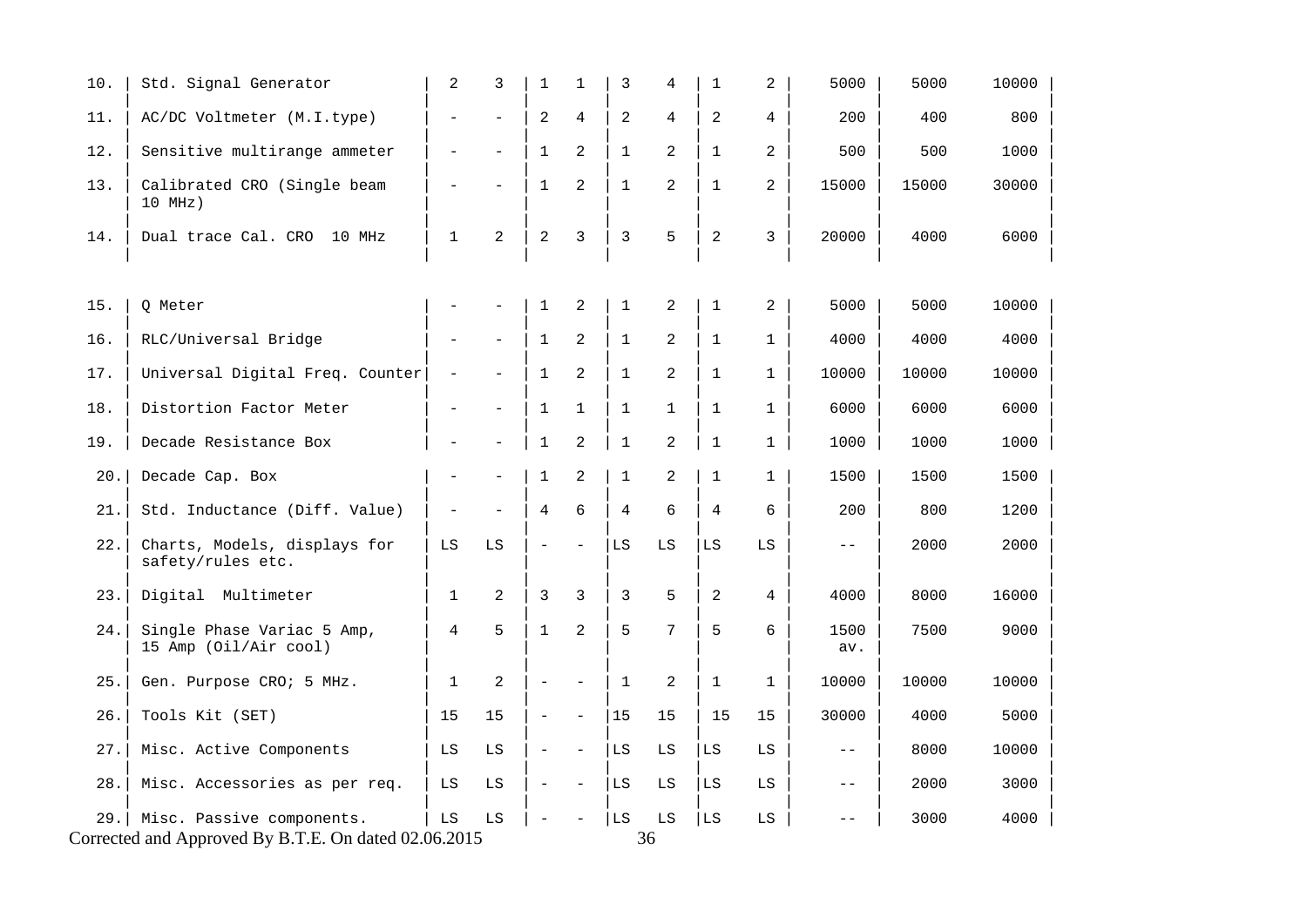| | | | | | | | | | | | | |
|---|---|---|---|---|---|---|---|---|---|---|---|---|
| 10. | Std. Signal Generator | 2 | 3 | 1 | 1 | 3 | 4 | 1 | 2 | 5000 | 5000 | 10000 |
| 11. | AC/DC Voltmeter (M.I.type) | - | - | 2 | 4 | 2 | 4 | 2 | 4 | 200 | 400 | 800 |
| 12. | Sensitive multirange ammeter | - | - | 1 | 2 | 1 | 2 | 1 | 2 | 500 | 500 | 1000 |
| 13. | Calibrated CRO (Single beam 10 MHz) | - | - | 1 | 2 | 1 | 2 | 1 | 2 | 15000 | 15000 | 30000 |
| 14. | Dual trace Cal. CRO 10 MHz | 1 | 2 | 2 | 3 | 3 | 5 | 2 | 3 | 20000 | 4000 | 6000 |
| 15. | Q Meter | - | - | 1 | 2 | 1 | 2 | 1 | 2 | 5000 | 5000 | 10000 |
| 16. | RLC/Universal Bridge | - | - | 1 | 2 | 1 | 2 | 1 | 1 | 4000 | 4000 | 4000 |
| 17. | Universal Digital Freq. Counter | - | - | 1 | 2 | 1 | 2 | 1 | 1 | 10000 | 10000 | 10000 |
| 18. | Distortion Factor Meter | - | - | 1 | 1 | 1 | 1 | 1 | 1 | 6000 | 6000 | 6000 |
| 19. | Decade Resistance Box | - | - | 1 | 2 | 1 | 2 | 1 | 1 | 1000 | 1000 | 1000 |
| 20. | Decade Cap. Box | - | - | 1 | 2 | 1 | 2 | 1 | 1 | 1500 | 1500 | 1500 |
| 21. | Std. Inductance (Diff. Value) | - | - | 4 | 6 | 4 | 6 | 4 | 6 | 200 | 800 | 1200 |
| 22. | Charts, Models, displays for safety/rules etc. | LS | LS | - | - | LS | LS | LS | LS | -- | 2000 | 2000 |
| 23. | Digital Multimeter | 1 | 2 | 3 | 3 | 3 | 5 | 2 | 4 | 4000 | 8000 | 16000 |
| 24. | Single Phase Variac 5 Amp, 15 Amp (Oil/Air cool) | 4 | 5 | 1 | 2 | 5 | 7 | 5 | 6 | 1500 av. | 7500 | 9000 |
| 25. | Gen. Purpose CRO; 5 MHz. | 1 | 2 | - | - | 1 | 2 | 1 | 1 | 10000 | 10000 | 10000 |
| 26. | Tools Kit (SET) | 15 | 15 | - | - | 15 | 15 | 15 | 15 | 30000 | 4000 | 5000 |
| 27. | Misc. Active Components | LS | LS | - | - | LS | LS | LS | LS | -- | 8000 | 10000 |
| 28. | Misc. Accessories as per req. | LS | LS | - | - | LS | LS | LS | LS | -- | 2000 | 3000 |
| 29. | Misc. Passive components. | LS | LS | - | - | LS | LS | LS | LS | -- | 3000 | 4000 |

Corrected and Approved By B.T.E. On dated 02.06.2015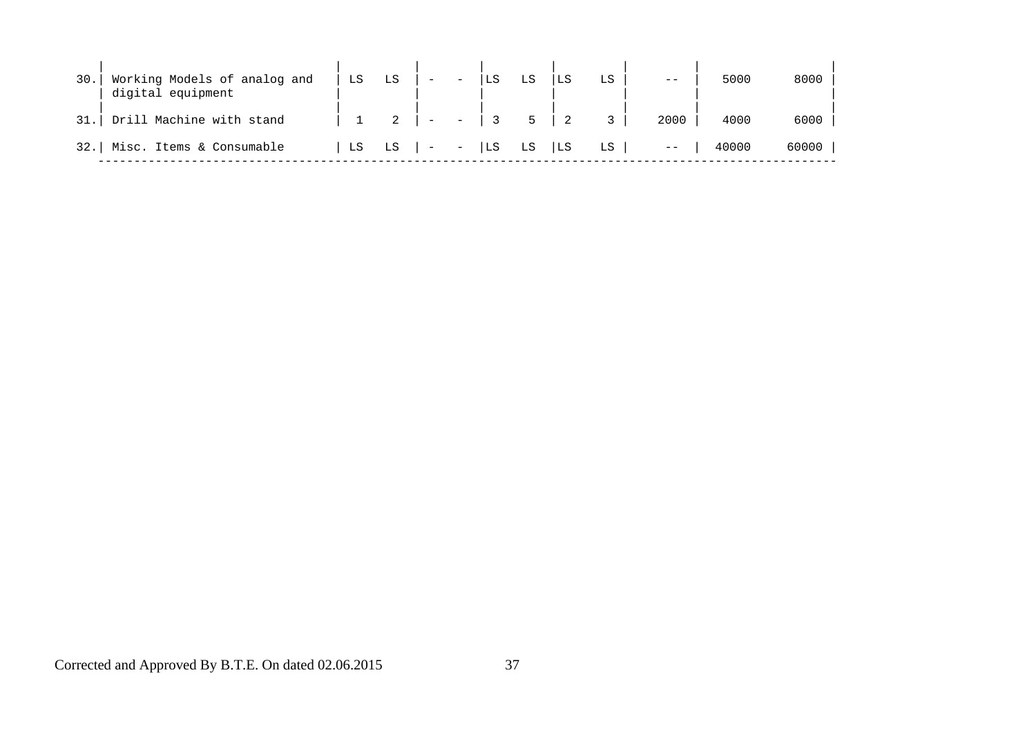| | | | | | | | | | | | |
|---|---|---|---|---|---|---|---|---|---|---|---|
| 30. | Working Models of analog and digital equipment | LS | LS | - | - | LS | LS | LS | LS | -- | 5000 | 8000 |
| 31. | Drill Machine with stand | 1 | 2 | - | - | 3 | 5 | 2 | 3 | 2000 | 4000 | 6000 |
| 32. | Misc. Items & Consumable | LS | LS | - | - | LS | LS | LS | LS | -- | 40000 | 60000 |

Corrected and Approved By B.T.E. On dated 02.06.2015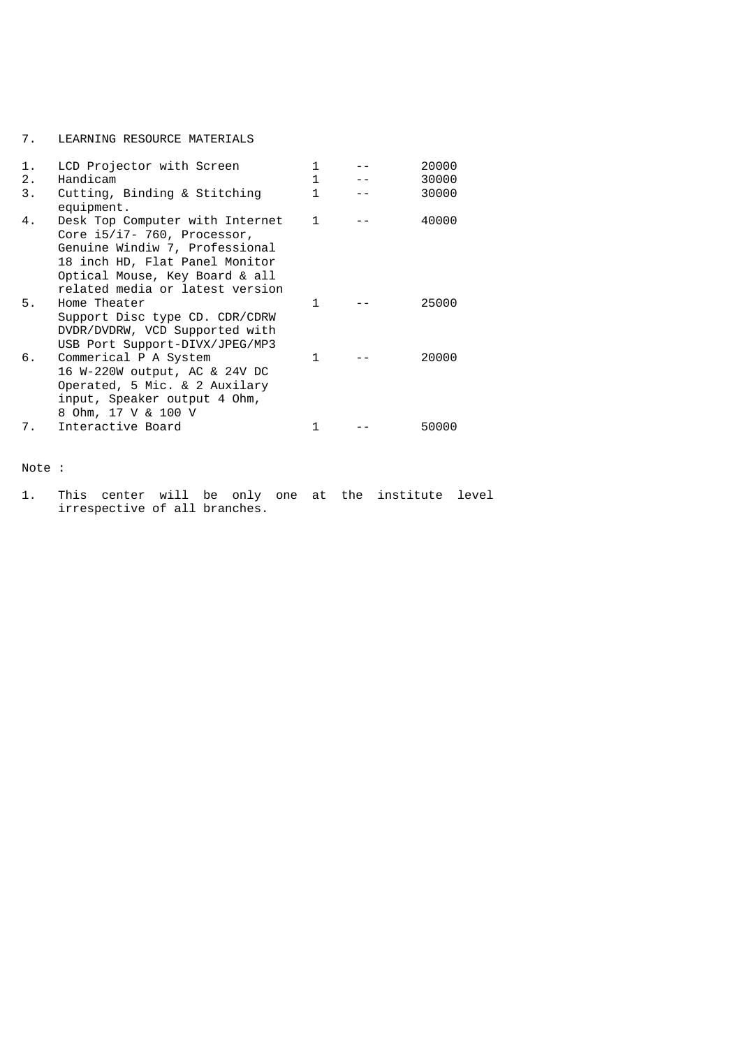## 7. LEARNING RESOURCE MATERIALS

| | | | | |
|---|---|---|---|---|
| 1. | LCD Projector with Screen | 1 | -- | 20000 |
| 2. | Handicam | 1 | -- | 30000 |
| 3. | Cutting, Binding & Stitching equipment. | 1 | -- | 30000 |
| 4. | Desk Top Computer with Internet Core i5/i7- 760, Processor, Genuine Windiw 7, Professional 18 inch HD, Flat Panel Monitor Optical Mouse, Key Board & all related media or latest version | 1 | -- | 40000 |
| 5. | Home Theater Support Disc type CD. CDR/CDRW DVDR/DVDRW, VCD Supported with USB Port Support-DIVX/JPEG/MP3 | 1 | -- | 25000 |
| 6. | Commerical P A System 16 W-220W output, AC & 24V DC Operated, 5 Mic. & 2 Auxilary input, Speaker output 4 Ohm, 8 Ohm, 17 V & 100 V | 1 | -- | 20000 |
| 7. | Interactive Board | 1 | -- | 50000 |

Note :

1. This center will be only one at the institute level irrespective of all branches.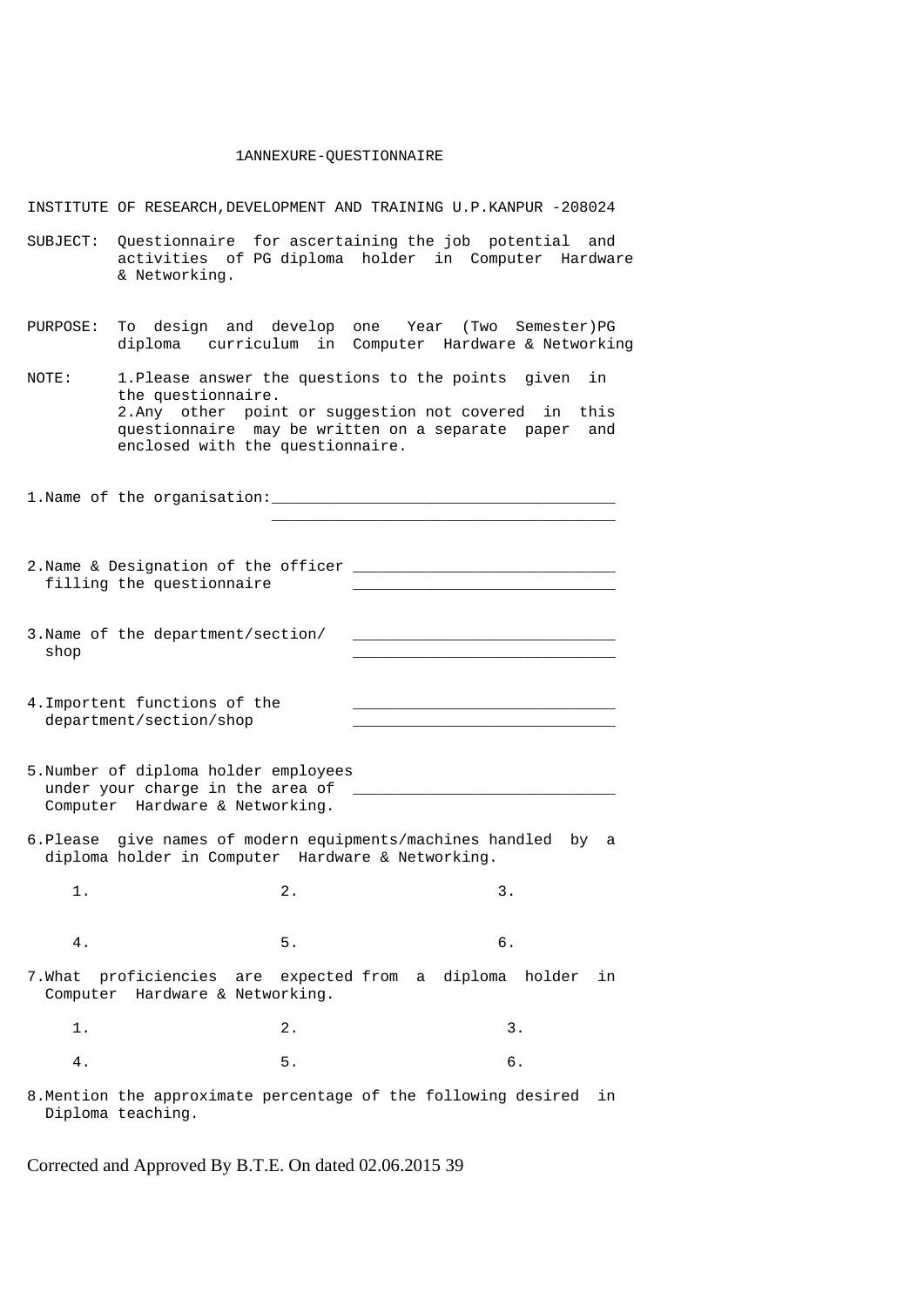# 1ANNEXURE-QUESTIONNAIRE

INSTITUTE OF RESEARCH,DEVELOPMENT AND TRAINING U.P.KANPUR -208024

SUBJECT: Questionnaire for ascertaining the job potential and activities of PG diploma holder in Computer Hardware & Networking.

PURPOSE: To design and develop one Year (Two Semester)PG diploma curriculum in Computer Hardware & Networking

NOTE: 1.Please answer the questions to the points given in the questionnaire.
2.Any other point or suggestion not covered in this questionnaire may be written on a separate paper and enclosed with the questionnaire.

1.Name of the organisation:_____________________________________
_____________________________________

2.Name & Designation of the officer ____________________________
filling the questionnaire ____________________________

3.Name of the department/section/ ____________________________
shop ____________________________

4.Importent functions of the ____________________________
department/section/shop ____________________________

5.Number of diploma holder employees under your charge in the area of Computer Hardware & Networking. ____________________________

6.Please give names of modern equipments/machines handled by a diploma holder in Computer Hardware & Networking.

1. 2. 3.

4. 5. 6.

7.What proficiencies are expected from a diploma holder in Computer Hardware & Networking.

1. 2. 3.

4. 5. 6.

8.Mention the approximate percentage of the following desired in Diploma teaching.

Corrected and Approved By B.T.E. On dated 02.06.2015 39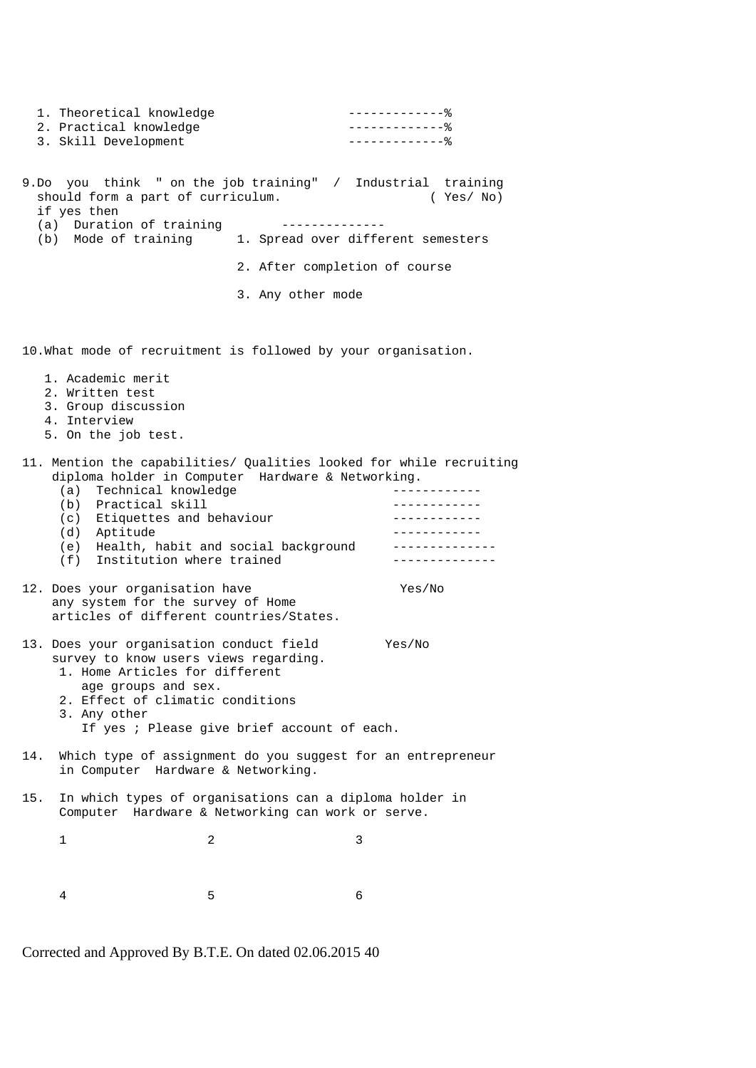1. Theoretical knowledge -------------%
2. Practical knowledge -------------%
3. Skill Development -------------%

9. Do you think " on the job training" / Industrial training should form a part of curriculum. ( Yes/ No)
   if yes then
   (a) Duration of training --------------
   (b) Mode of training
       1. Spread over different semesters
       2. After completion of course
       3. Any other mode

10. What mode of recruitment is followed by your organisation.
    1. Academic merit
    2. Written test
    3. Group discussion
    4. Interview
    5. On the job test.

11. Mention the capabilities/ Qualities looked for while recruiting diploma holder in Computer Hardware & Networking.
    (a) Technical knowledge ------------
    (b) Practical skill ------------
    (c) Etiquettes and behaviour ------------
    (d) Aptitude ------------
    (e) Health, habit and social background --------------
    (f) Institution where trained --------------

12. Does your organisation have any system for the survey of Home articles of different countries/States. Yes/No

13. Does your organisation conduct field survey to know users views regarding. Yes/No
    1. Home Articles for different age groups and sex.
    2. Effect of climatic conditions
    3. Any other
       If yes ; Please give brief account of each.

14. Which type of assignment do you suggest for an entrepreneur in Computer Hardware & Networking.

15. In which types of organisations can a diploma holder in Computer Hardware & Networking can work or serve.

    1 2 3

    4 5 6

Corrected and Approved By B.T.E. On dated 02.06.2015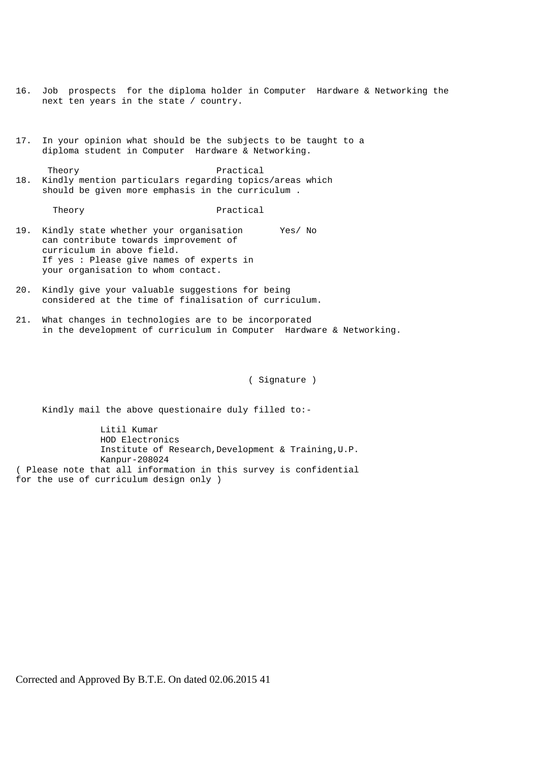16. Job prospects for the diploma holder in Computer Hardware & Networking the next ten years in the state / country.

17. In your opinion what should be the subjects to be taught to a diploma student in Computer Hardware & Networking.

    Theory Practical

18. Kindly mention particulars regarding topics/areas which should be given more emphasis in the curriculum .

    Theory Practical

19. Kindly state whether your organisation can contribute towards improvement of curriculum in above field. Yes/ No
    If yes : Please give names of experts in your organisation to whom contact.

20. Kindly give your valuable suggestions for being considered at the time of finalisation of curriculum.

21. What changes in technologies are to be incorporated in the development of curriculum in Computer Hardware & Networking.

( Signature )

Kindly mail the above questionaire duly filled to:-

Litil Kumar
HOD Electronics
Institute of Research,Development & Training,U.P.
Kanpur-208024

( Please note that all information in this survey is confidential for the use of curriculum design only )

Corrected and Approved By B.T.E. On dated 02.06.2015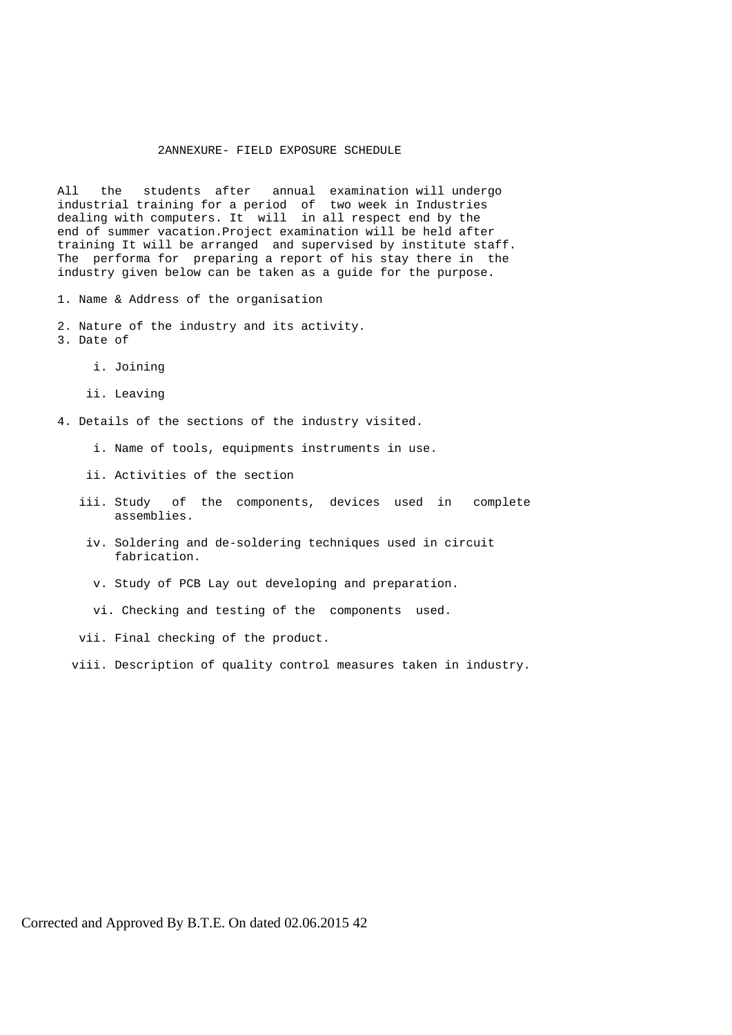## 2ANNEXURE- FIELD EXPOSURE SCHEDULE

All the students after annual examination will undergo industrial training for a period of two week in Industries dealing with computers. It will in all respect end by the end of summer vacation.Project examination will be held after training It will be arranged and supervised by institute staff. The performa for preparing a report of his stay there in the industry given below can be taken as a guide for the purpose.

1. Name & Address of the organisation
2. Nature of the industry and its activity.
3. Date of
   i. Joining
   ii. Leaving
4. Details of the sections of the industry visited.
   i. Name of tools, equipments instruments in use.
   ii. Activities of the section
   iii. Study of the components, devices used in complete assemblies.
   iv. Soldering and de-soldering techniques used in circuit fabrication.
   v. Study of PCB Lay out developing and preparation.
   vi. Checking and testing of the components used.
   vii. Final checking of the product.
   viii. Description of quality control measures taken in industry.